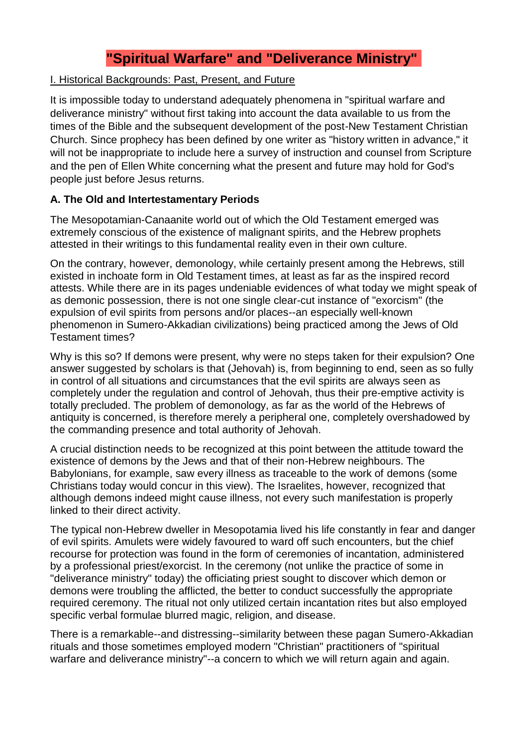# "Spiritual Warfare" and "Deliverance Ministry"

I. Historical Backgrounds: Past, Present, and Future

It is impossible today to understand adequately phenomena in "spiritual warfare and deliverance ministry" without first taking into account the data available to us from the times of the Bible and the subsequent development of the post-New Testament Christian Church. Since prophecy has been defined by one writer as "history written in advance," it will not be inappropriate to include here a survey of instruction and counsel from Scripture and the pen of Ellen White concerning what the present and future may hold for God's people just before Jesus returns.

**A. The Old and Intertestamentary Periods**

The Mesopotamian-Canaanite world out of which the Old Testament emerged was extremely conscious of the existence of malignant spirits, and the Hebrew prophets attested in their writings to this fundamental reality even in their own culture.

On the contrary, however, demonology, while certainly present among the Hebrews, still existed in inchoate form in Old Testament times, at least as far as the inspired record attests. While there are in its pages undeniable evidences of what today we might speak of as demonic possession, there is not one single clear-cut instance of "exorcism" (the expulsion of evil spirits from persons and/or places--an especially well-known phenomenon in Sumero-Akkadian civilizations) being practiced among the Jews of Old Testament times?

Why is this so? If demons were present, why were no steps taken for their expulsion? One answer suggested by scholars is that (Jehovah) is, from beginning to end, seen as so fully in control of all situations and circumstances that the evil spirits are always seen as completely under the regulation and control of Jehovah, thus their pre-emptive activity is totally precluded. The problem of demonology, as far as the world of the Hebrews of antiquity is concerned, is therefore merely a peripheral one, completely overshadowed by the commanding presence and total authority of Jehovah.

A crucial distinction needs to be recognized at this point between the attitude toward the existence of demons by the Jews and that of their non-Hebrew neighbours. The Babylonians, for example, saw every illness as traceable to the work of demons (some Christians today would concur in this view). The Israelites, however, recognized that although demons indeed might cause illness, not every such manifestation is properly linked to their direct activity.

The typical non-Hebrew dweller in Mesopotamia lived his life constantly in fear and danger of evil spirits. Amulets were widely favoured to ward off such encounters, but the chief recourse for protection was found in the form of ceremonies of incantation, administered by a professional priest/exorcist. In the ceremony (not unlike the practice of some in "deliverance ministry" today) the officiating priest sought to discover which demon or demons were troubling the afflicted, the better to conduct successfully the appropriate required ceremony. The ritual not only utilized certain incantation rites but also employed specific verbal formulae blurred magic, religion, and disease.

There is a remarkable--and distressing--similarity between these pagan Sumero-Akkadian rituals and those sometimes employed modern "Christian" practitioners of "spiritual warfare and deliverance ministry"--a concern to which we will return again and again.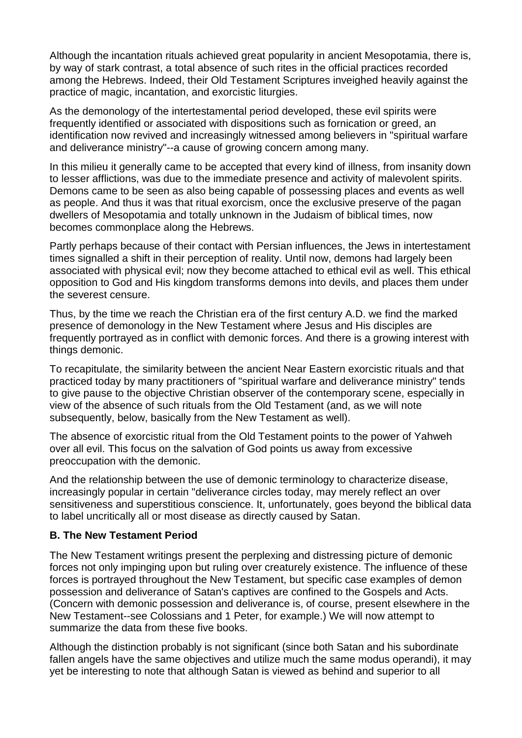Although the incantation rituals achieved great popularity in ancient Mesopotamia, there is, by way of stark contrast, a total absence of such rites in the official practices recorded among the Hebrews. Indeed, their Old Testament Scriptures inveighed heavily against the practice of magic, incantation, and exorcistic liturgies.

As the demonology of the intertestamental period developed, these evil spirits were frequently identified or associated with dispositions such as fornication or greed, an identification now revived and increasingly witnessed among believers in "spiritual warfare and deliverance ministry"--a cause of growing concern among many.

In this milieu it generally came to be accepted that every kind of illness, from insanity down to lesser afflictions, was due to the immediate presence and activity of malevolent spirits. Demons came to be seen as also being capable of possessing places and events as well as people. And thus it was that ritual exorcism, once the exclusive preserve of the pagan dwellers of Mesopotamia and totally unknown in the Judaism of biblical times, now becomes commonplace along the Hebrews.

Partly perhaps because of their contact with Persian influences, the Jews in intertestament times signalled a shift in their perception of reality. Until now, demons had largely been associated with physical evil; now they become attached to ethical evil as well. This ethical opposition to God and His kingdom transforms demons into devils, and places them under the severest censure.

Thus, by the time we reach the Christian era of the first century A.D. we find the marked presence of demonology in the New Testament where Jesus and His disciples are frequently portrayed as in conflict with demonic forces. And there is a growing interest with things demonic.

To recapitulate, the similarity between the ancient Near Eastern exorcistic rituals and that practiced today by many practitioners of "spiritual warfare and deliverance ministry" tends to give pause to the objective Christian observer of the contemporary scene, especially in view of the absence of such rituals from the Old Testament (and, as we will note subsequently, below, basically from the New Testament as well).

The absence of exorcistic ritual from the Old Testament points to the power of Yahweh over all evil. This focus on the salvation of God points us away from excessive preoccupation with the demonic.

And the relationship between the use of demonic terminology to characterize disease, increasingly popular in certain "deliverance circles today, may merely reflect an over sensitiveness and superstitious conscience. It, unfortunately, goes beyond the biblical data to label uncritically all or most disease as directly caused by Satan.

### B. The New Testament Period

The New Testament writings present the perplexing and distressing picture of demonic forces not only impinging upon but ruling over creaturely existence. The influence of these forces is portrayed throughout the New Testament, but specific case examples of demon possession and deliverance of Satan's captives are confined to the Gospels and Acts. (Concern with demonic possession and deliverance is, of course, present elsewhere in the New Testament--see Colossians and 1 Peter, for example.) We will now attempt to summarize the data from these five books.

Although the distinction probably is not significant (since both Satan and his subordinate fallen angels have the same objectives and utilize much the same modus operandi), it may yet be interesting to note that although Satan is viewed as behind and superior to all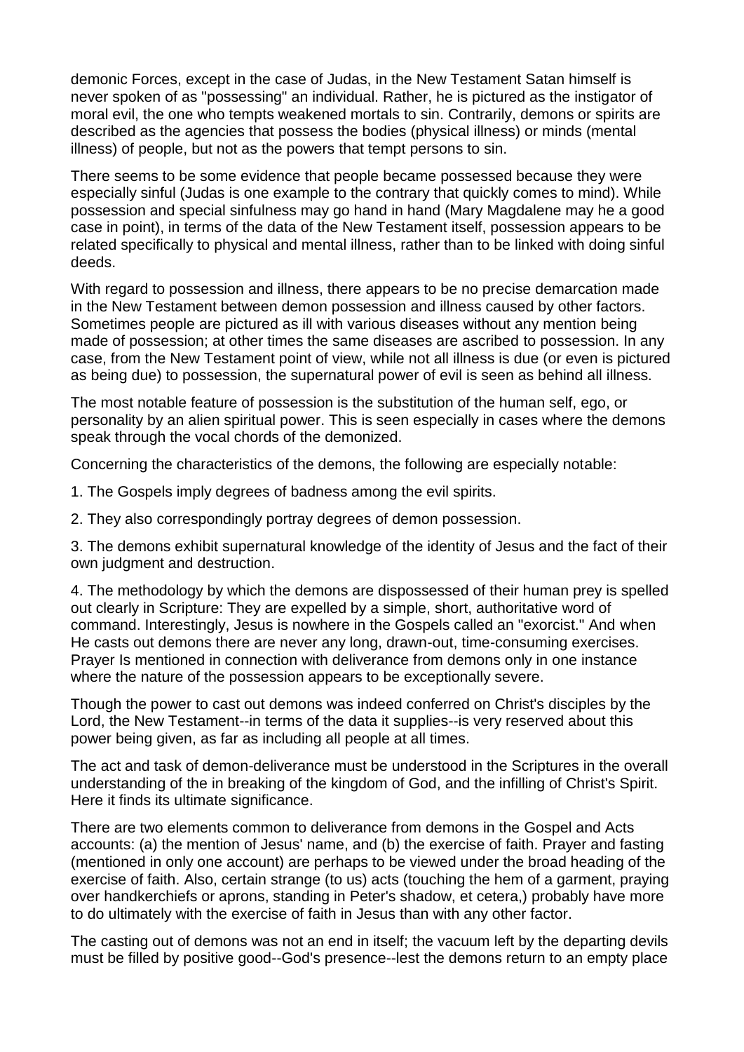demonic Forces, except in the case of Judas, in the New Testament Satan himself is never spoken of as "possessing" an individual. Rather, he is pictured as the instigator of moral evil, the one who tempts weakened mortals to sin. Contrarily, demons or spirits are described as the agencies that possess the bodies (physical illness) or minds (mental illness) of people, but not as the powers that tempt persons to sin.

There seems to be some evidence that people became possessed because they were especially sinful (Judas is one example to the contrary that quickly comes to mind). While possession and special sinfulness may go hand in hand (Mary Magdalene may he a good case in point), in terms of the data of the New Testament itself, possession appears to be related specifically to physical and mental illness, rather than to be linked with doing sinful deeds.

With regard to possession and illness, there appears to be no precise demarcation made in the New Testament between demon possession and illness caused by other factors. Sometimes people are pictured as ill with various diseases without any mention being made of possession; at other times the same diseases are ascribed to possession. In any case, from the New Testament point of view, while not all illness is due (or even is pictured as being due) to possession, the supernatural power of evil is seen as behind all illness.

The most notable feature of possession is the substitution of the human self, ego, or personality by an alien spiritual power. This is seen especially in cases where the demons speak through the vocal chords of the demonized.

Concerning the characteristics of the demons, the following are especially notable:

1. The Gospels imply degrees of badness among the evil spirits.

2. They also correspondingly portray degrees of demon possession.

3. The demons exhibit supernatural knowledge of the identity of Jesus and the fact of their own judgment and destruction.

4. The methodology by which the demons are dispossessed of their human prey is spelled out clearly in Scripture: They are expelled by a simple, short, authoritative word of command. Interestingly, Jesus is nowhere in the Gospels called an "exorcist." And when He casts out demons there are never any long, drawn-out, time-consuming exercises. Prayer Is mentioned in connection with deliverance from demons only in one instance where the nature of the possession appears to be exceptionally severe.

Though the power to cast out demons was indeed conferred on Christ's disciples by the Lord, the New Testament--in terms of the data it supplies--is very reserved about this power being given, as far as including all people at all times.

The act and task of demon-deliverance must be understood in the Scriptures in the overall understanding of the in breaking of the kingdom of God, and the infilling of Christ's Spirit. Here it finds its ultimate significance.

There are two elements common to deliverance from demons in the Gospel and Acts accounts: (a) the mention of Jesus' name, and (b) the exercise of faith. Prayer and fasting (mentioned in only one account) are perhaps to be viewed under the broad heading of the exercise of faith. Also, certain strange (to us) acts (touching the hem of a garment, praying over handkerchiefs or aprons, standing in Peter's shadow, et cetera,) probably have more to do ultimately with the exercise of faith in Jesus than with any other factor.

The casting out of demons was not an end in itself; the vacuum left by the departing devils must be filled by positive good--God's presence--lest the demons return to an empty place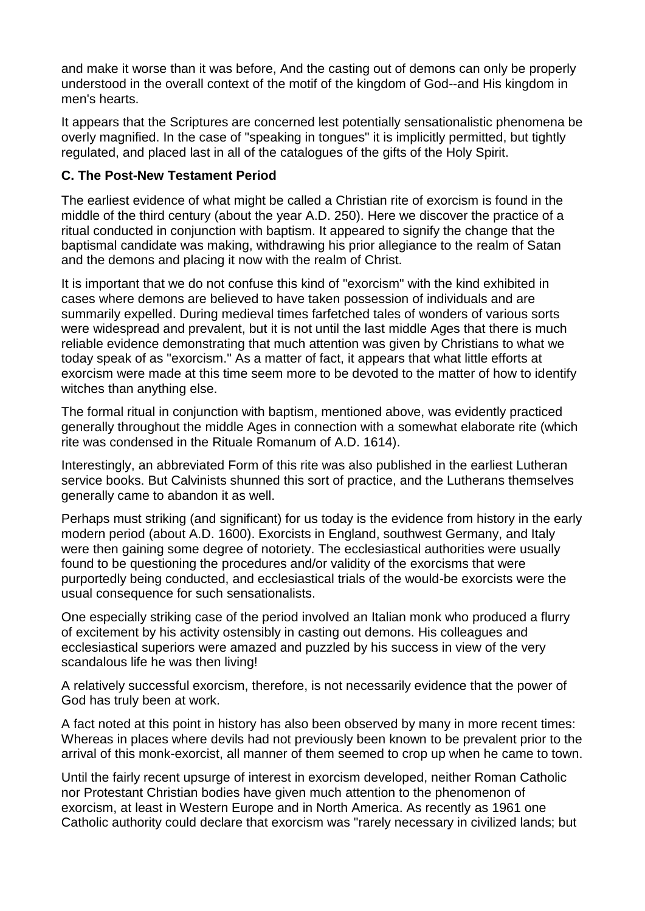and make it worse than it was before, And the casting out of demons can only be properly understood in the overall context of the motif of the kingdom of God--and His kingdom in men's hearts.

It appears that the Scriptures are concerned lest potentially sensationalistic phenomena be overly magnified. In the case of "speaking in tongues" it is implicitly permitted, but tightly regulated, and placed last in all of the catalogues of the gifts of the Holy Spirit.

**C. The Post-New Testament Period**

The earliest evidence of what might be called a Christian rite of exorcism is found in the middle of the third century (about the year A.D. 250). Here we discover the practice of a ritual conducted in conjunction with baptism. It appeared to signify the change that the baptismal candidate was making, withdrawing his prior allegiance to the realm of Satan and the demons and placing it now with the realm of Christ.

It is important that we do not confuse this kind of "exorcism" with the kind exhibited in cases where demons are believed to have taken possession of individuals and are summarily expelled. During medieval times farfetched tales of wonders of various sorts were widespread and prevalent, but it is not until the last middle Ages that there is much reliable evidence demonstrating that much attention was given by Christians to what we today speak of as "exorcism." As a matter of fact, it appears that what little efforts at exorcism were made at this time seem more to be devoted to the matter of how to identify witches than anything else.

The formal ritual in conjunction with baptism, mentioned above, was evidently practiced generally throughout the middle Ages in connection with a somewhat elaborate rite (which rite was condensed in the Rituale Romanum of A.D. 1614).

Interestingly, an abbreviated Form of this rite was also published in the earliest Lutheran service books. But Calvinists shunned this sort of practice, and the Lutherans themselves generally came to abandon it as well.

Perhaps must striking (and significant) for us today is the evidence from history in the early modern period (about A.D. 1600). Exorcists in England, southwest Germany, and Italy were then gaining some degree of notoriety. The ecclesiastical authorities were usually found to be questioning the procedures and/or validity of the exorcisms that were purportedly being conducted, and ecclesiastical trials of the would-be exorcists were the usual consequence for such sensationalists.

One especially striking case of the period involved an Italian monk who produced a flurry of excitement by his activity ostensibly in casting out demons. His colleagues and ecclesiastical superiors were amazed and puzzled by his success in view of the very scandalous life he was then living!

A relatively successful exorcism, therefore, is not necessarily evidence that the power of God has truly been at work.

A fact noted at this point in history has also been observed by many in more recent times: Whereas in places where devils had not previously been known to be prevalent prior to the arrival of this monk-exorcist, all manner of them seemed to crop up when he came to town.

Until the fairly recent upsurge of interest in exorcism developed, neither Roman Catholic nor Protestant Christian bodies have given much attention to the phenomenon of exorcism, at least in Western Europe and in North America. As recently as 1961 one Catholic authority could declare that exorcism was "rarely necessary in civilized lands; but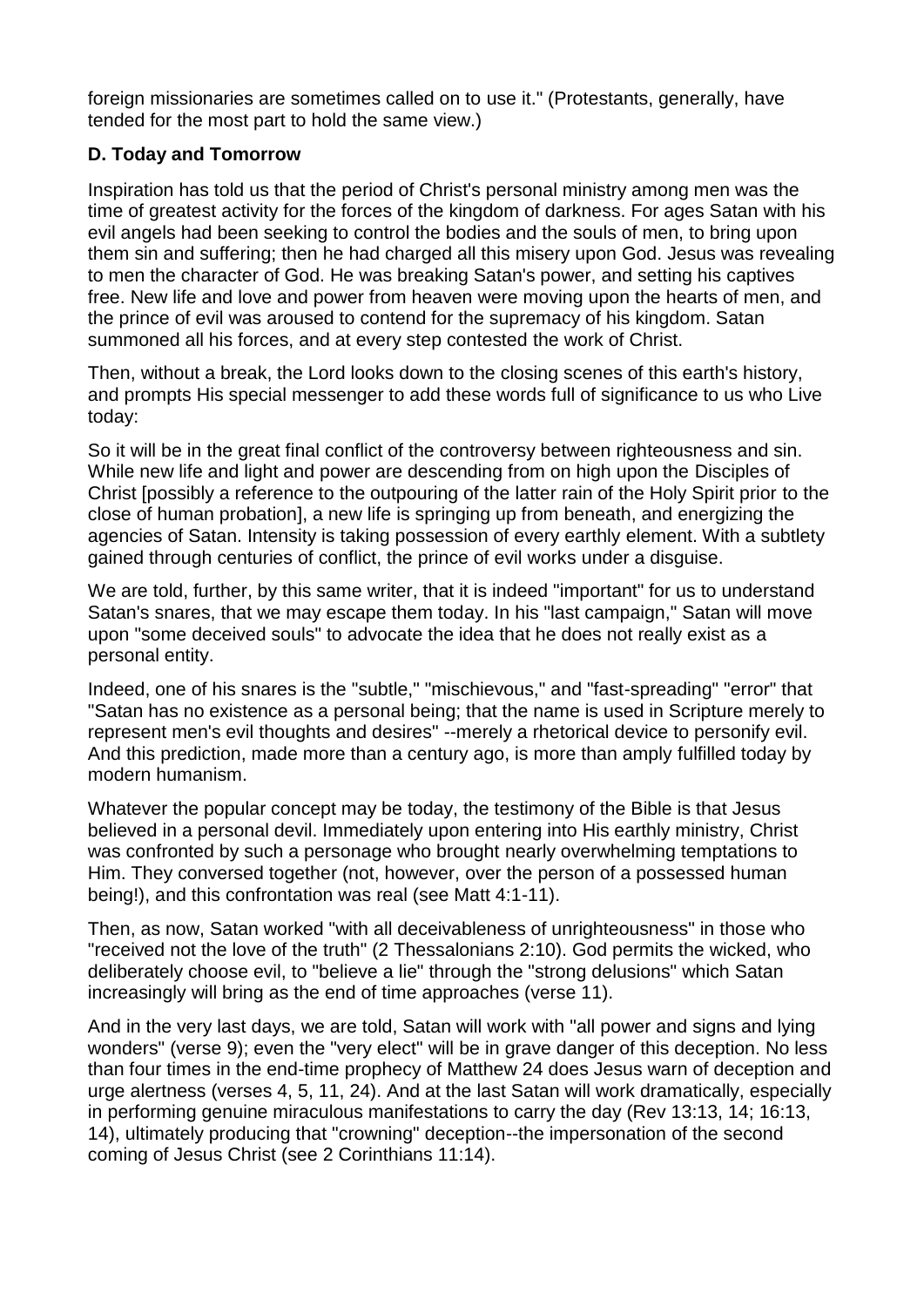foreign missionaries are sometimes called on to use it." (Protestants, generally, have tended for the most part to hold the same view.)

### D. Today and Tomorrow

Inspiration has told us that the period of Christ's personal ministry among men was the time of greatest activity for the forces of the kingdom of darkness. For ages Satan with his evil angels had been seeking to control the bodies and the souls of men, to bring upon them sin and suffering; then he had charged all this misery upon God. Jesus was revealing to men the character of God. He was breaking Satan's power, and setting his captives free. New life and love and power from heaven were moving upon the hearts of men, and the prince of evil was aroused to contend for the supremacy of his kingdom. Satan summoned all his forces, and at every step contested the work of Christ.

Then, without a break, the Lord looks down to the closing scenes of this earth's history, and prompts His special messenger to add these words full of significance to us who Live today:

So it will be in the great final conflict of the controversy between righteousness and sin. While new life and light and power are descending from on high upon the Disciples of Christ [possibly a reference to the outpouring of the latter rain of the Holy Spirit prior to the close of human probation], a new life is springing up from beneath, and energizing the agencies of Satan. Intensity is taking possession of every earthly element. With a subtlety gained through centuries of conflict, the prince of evil works under a disguise.

We are told, further, by this same writer, that it is indeed "important" for us to understand Satan's snares, that we may escape them today. In his "last campaign," Satan will move upon "some deceived souls" to advocate the idea that he does not really exist as a personal entity.

Indeed, one of his snares is the "subtle," "mischievous," and "fast-spreading" "error" that "Satan has no existence as a personal being; that the name is used in Scripture merely to represent men's evil thoughts and desires" --merely a rhetorical device to personify evil. And this prediction, made more than a century ago, is more than amply fulfilled today by modern humanism.

Whatever the popular concept may be today, the testimony of the Bible is that Jesus believed in a personal devil. Immediately upon entering into His earthly ministry, Christ was confronted by such a personage who brought nearly overwhelming temptations to Him. They conversed together (not, however, over the person of a possessed human being!), and this confrontation was real (see Matt 4:1-11).

Then, as now, Satan worked "with all deceivableness of unrighteousness" in those who "received not the love of the truth" (2 Thessalonians 2:10). God permits the wicked, who deliberately choose evil, to "believe a lie" through the "strong delusions" which Satan increasingly will bring as the end of time approaches (verse 11).

And in the very last days, we are told, Satan will work with "all power and signs and lying wonders" (verse 9); even the "very elect" will be in grave danger of this deception. No less than four times in the end-time prophecy of Matthew 24 does Jesus warn of deception and urge alertness (verses 4, 5, 11, 24). And at the last Satan will work dramatically, especially in performing genuine miraculous manifestations to carry the day (Rev 13:13, 14; 16:13, 14), ultimately producing that "crowning" deception--the impersonation of the second coming of Jesus Christ (see 2 Corinthians 11:14).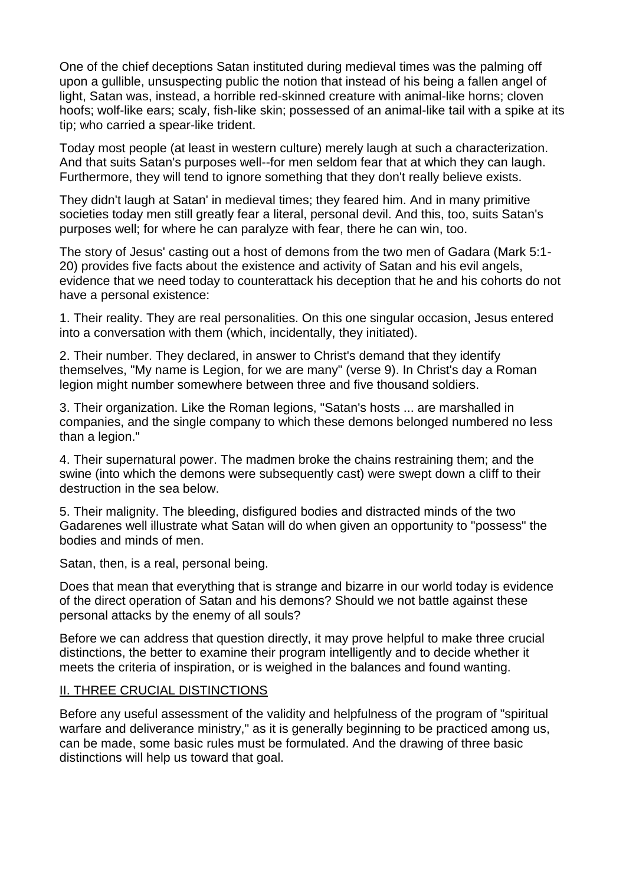One of the chief deceptions Satan instituted during medieval times was the palming off upon a gullible, unsuspecting public the notion that instead of his being a fallen angel of light, Satan was, instead, a horrible red-skinned creature with animal-like horns; cloven hoofs; wolf-like ears; scaly, fish-like skin; possessed of an animal-like tail with a spike at its tip; who carried a spear-like trident.

Today most people (at least in western culture) merely laugh at such a characterization. And that suits Satan's purposes well--for men seldom fear that at which they can laugh. Furthermore, they will tend to ignore something that they don't really believe exists.

They didn't laugh at Satan' in medieval times; they feared him. And in many primitive societies today men still greatly fear a literal, personal devil. And this, too, suits Satan's purposes well; for where he can paralyze with fear, there he can win, too.

The story of Jesus' casting out a host of demons from the two men of Gadara (Mark 5:1-20) provides five facts about the existence and activity of Satan and his evil angels, evidence that we need today to counterattack his deception that he and his cohorts do not have a personal existence:

1. Their reality. They are real personalities. On this one singular occasion, Jesus entered into a conversation with them (which, incidentally, they initiated).

2. Their number. They declared, in answer to Christ's demand that they identify themselves, "My name is Legion, for we are many" (verse 9). In Christ's day a Roman legion might number somewhere between three and five thousand soldiers.

3. Their organization. Like the Roman legions, "Satan's hosts ... are marshalled in companies, and the single company to which these demons belonged numbered no less than a legion."

4. Their supernatural power. The madmen broke the chains restraining them; and the swine (into which the demons were subsequently cast) were swept down a cliff to their destruction in the sea below.

5. Their malignity. The bleeding, disfigured bodies and distracted minds of the two Gadarenes well illustrate what Satan will do when given an opportunity to "possess" the bodies and minds of men.

Satan, then, is a real, personal being.

Does that mean that everything that is strange and bizarre in our world today is evidence of the direct operation of Satan and his demons? Should we not battle against these personal attacks by the enemy of all souls?

Before we can address that question directly, it may prove helpful to make three crucial distinctions, the better to examine their program intelligently and to decide whether it meets the criteria of inspiration, or is weighed in the balances and found wanting.

## II. THREE CRUCIAL DISTINCTIONS

Before any useful assessment of the validity and helpfulness of the program of "spiritual warfare and deliverance ministry," as it is generally beginning to be practiced among us, can be made, some basic rules must be formulated. And the drawing of three basic distinctions will help us toward that goal.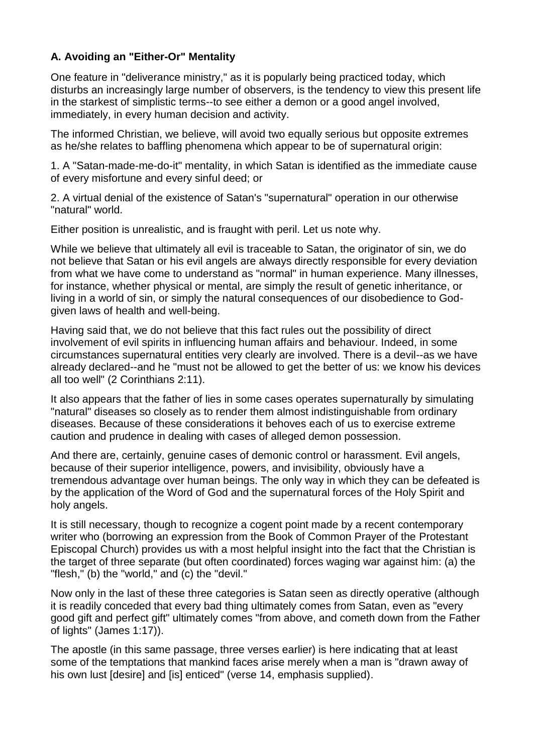**A. Avoiding an "Either-Or" Mentality**

One feature in "deliverance ministry," as it is popularly being practiced today, which disturbs an increasingly large number of observers, is the tendency to view this present life in the starkest of simplistic terms--to see either a demon or a good angel involved, immediately, in every human decision and activity.

The informed Christian, we believe, will avoid two equally serious but opposite extremes as he/she relates to baffling phenomena which appear to be of supernatural origin:

1. A "Satan-made-me-do-it" mentality, in which Satan is identified as the immediate cause of every misfortune and every sinful deed; or

2. A virtual denial of the existence of Satan's "supernatural" operation in our otherwise "natural" world.

Either position is unrealistic, and is fraught with peril. Let us note why.

While we believe that ultimately all evil is traceable to Satan, the originator of sin, we do not believe that Satan or his evil angels are always directly responsible for every deviation from what we have come to understand as "normal" in human experience. Many illnesses, for instance, whether physical or mental, are simply the result of genetic inheritance, or living in a world of sin, or simply the natural consequences of our disobedience to God-given laws of health and well-being.

Having said that, we do not believe that this fact rules out the possibility of direct involvement of evil spirits in influencing human affairs and behaviour. Indeed, in some circumstances supernatural entities very clearly are involved. There is a devil--as we have already declared--and he "must not be allowed to get the better of us: we know his devices all too well" (2 Corinthians 2:11).

It also appears that the father of lies in some cases operates supernaturally by simulating "natural" diseases so closely as to render them almost indistinguishable from ordinary diseases. Because of these considerations it behoves each of us to exercise extreme caution and prudence in dealing with cases of alleged demon possession.

And there are, certainly, genuine cases of demonic control or harassment. Evil angels, because of their superior intelligence, powers, and invisibility, obviously have a tremendous advantage over human beings. The only way in which they can be defeated is by the application of the Word of God and the supernatural forces of the Holy Spirit and holy angels.

It is still necessary, though to recognize a cogent point made by a recent contemporary writer who (borrowing an expression from the Book of Common Prayer of the Protestant Episcopal Church) provides us with a most helpful insight into the fact that the Christian is the target of three separate (but often coordinated) forces waging war against him: (a) the "flesh," (b) the "world," and (c) the "devil."

Now only in the last of these three categories is Satan seen as directly operative (although it is readily conceded that every bad thing ultimately comes from Satan, even as "every good gift and perfect gift" ultimately comes "from above, and cometh down from the Father of lights" (James 1:17)).

The apostle (in this same passage, three verses earlier) is here indicating that at least some of the temptations that mankind faces arise merely when a man is "drawn away of his own lust [desire] and [is] enticed" (verse 14, emphasis supplied).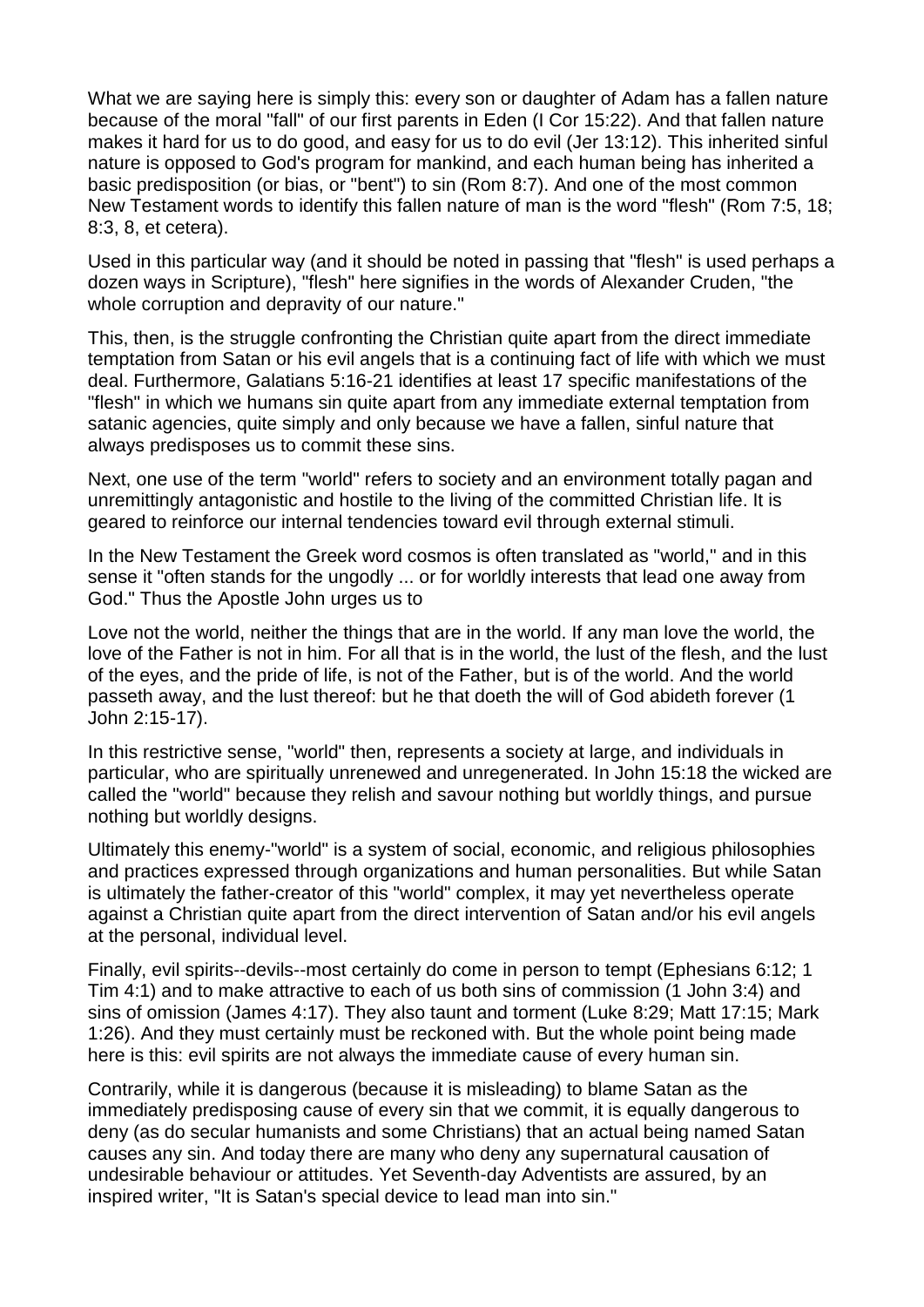What we are saying here is simply this: every son or daughter of Adam has a fallen nature because of the moral "fall" of our first parents in Eden (I Cor 15:22). And that fallen nature makes it hard for us to do good, and easy for us to do evil (Jer 13:12). This inherited sinful nature is opposed to God's program for mankind, and each human being has inherited a basic predisposition (or bias, or "bent") to sin (Rom 8:7). And one of the most common New Testament words to identify this fallen nature of man is the word "flesh" (Rom 7:5, 18; 8:3, 8, et cetera).

Used in this particular way (and it should be noted in passing that "flesh" is used perhaps a dozen ways in Scripture), "flesh" here signifies in the words of Alexander Cruden, "the whole corruption and depravity of our nature."

This, then, is the struggle confronting the Christian quite apart from the direct immediate temptation from Satan or his evil angels that is a continuing fact of life with which we must deal. Furthermore, Galatians 5:16-21 identifies at least 17 specific manifestations of the "flesh" in which we humans sin quite apart from any immediate external temptation from satanic agencies, quite simply and only because we have a fallen, sinful nature that always predisposes us to commit these sins.

Next, one use of the term "world" refers to society and an environment totally pagan and unremittingly antagonistic and hostile to the living of the committed Christian life. It is geared to reinforce our internal tendencies toward evil through external stimuli.

In the New Testament the Greek word cosmos is often translated as "world," and in this sense it "often stands for the ungodly ... or for worldly interests that lead one away from God." Thus the Apostle John urges us to

Love not the world, neither the things that are in the world. If any man love the world, the love of the Father is not in him. For all that is in the world, the lust of the flesh, and the lust of the eyes, and the pride of life, is not of the Father, but is of the world. And the world passeth away, and the lust thereof: but he that doeth the will of God abideth forever (1 John 2:15-17).

In this restrictive sense, "world" then, represents a society at large, and individuals in particular, who are spiritually unrenewed and unregenerated. In John 15:18 the wicked are called the "world" because they relish and savour nothing but worldly things, and pursue nothing but worldly designs.

Ultimately this enemy-"world" is a system of social, economic, and religious philosophies and practices expressed through organizations and human personalities. But while Satan is ultimately the father-creator of this "world" complex, it may yet nevertheless operate against a Christian quite apart from the direct intervention of Satan and/or his evil angels at the personal, individual level.

Finally, evil spirits--devils--most certainly do come in person to tempt (Ephesians 6:12; 1 Tim 4:1) and to make attractive to each of us both sins of commission (1 John 3:4) and sins of omission (James 4:17). They also taunt and torment (Luke 8:29; Matt 17:15; Mark 1:26). And they must certainly must be reckoned with. But the whole point being made here is this: evil spirits are not always the immediate cause of every human sin.

Contrarily, while it is dangerous (because it is misleading) to blame Satan as the immediately predisposing cause of every sin that we commit, it is equally dangerous to deny (as do secular humanists and some Christians) that an actual being named Satan causes any sin. And today there are many who deny any supernatural causation of undesirable behaviour or attitudes. Yet Seventh-day Adventists are assured, by an inspired writer, "It is Satan's special device to lead man into sin."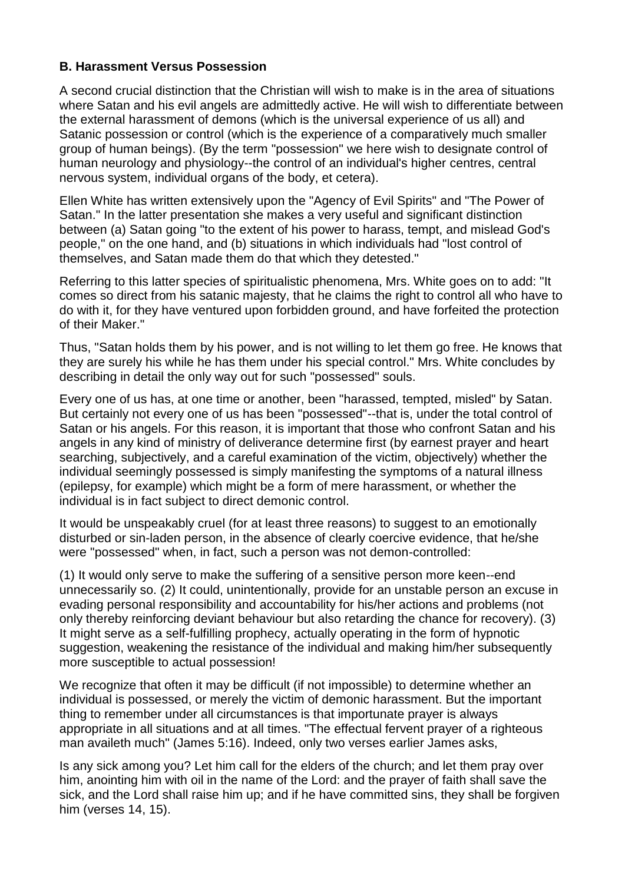**B. Harassment Versus Possession**

A second crucial distinction that the Christian will wish to make is in the area of situations where Satan and his evil angels are admittedly active. He will wish to differentiate between the external harassment of demons (which is the universal experience of us all) and Satanic possession or control (which is the experience of a comparatively much smaller group of human beings). (By the term "possession" we here wish to designate control of human neurology and physiology--the control of an individual's higher centres, central nervous system, individual organs of the body, et cetera).

Ellen White has written extensively upon the "Agency of Evil Spirits" and "The Power of Satan." In the latter presentation she makes a very useful and significant distinction between (a) Satan going "to the extent of his power to harass, tempt, and mislead God's people," on the one hand, and (b) situations in which individuals had "lost control of themselves, and Satan made them do that which they detested."

Referring to this latter species of spiritualistic phenomena, Mrs. White goes on to add: "It comes so direct from his satanic majesty, that he claims the right to control all who have to do with it, for they have ventured upon forbidden ground, and have forfeited the protection of their Maker."

Thus, "Satan holds them by his power, and is not willing to let them go free. He knows that they are surely his while he has them under his special control." Mrs. White concludes by describing in detail the only way out for such "possessed" souls.

Every one of us has, at one time or another, been "harassed, tempted, misled" by Satan. But certainly not every one of us has been "possessed"--that is, under the total control of Satan or his angels. For this reason, it is important that those who confront Satan and his angels in any kind of ministry of deliverance determine first (by earnest prayer and heart searching, subjectively, and a careful examination of the victim, objectively) whether the individual seemingly possessed is simply manifesting the symptoms of a natural illness (epilepsy, for example) which might be a form of mere harassment, or whether the individual is in fact subject to direct demonic control.

It would be unspeakably cruel (for at least three reasons) to suggest to an emotionally disturbed or sin-laden person, in the absence of clearly coercive evidence, that he/she were "possessed" when, in fact, such a person was not demon-controlled:

(1) It would only serve to make the suffering of a sensitive person more keen--end unnecessarily so. (2) It could, unintentionally, provide for an unstable person an excuse in evading personal responsibility and accountability for his/her actions and problems (not only thereby reinforcing deviant behaviour but also retarding the chance for recovery). (3) It might serve as a self-fulfilling prophecy, actually operating in the form of hypnotic suggestion, weakening the resistance of the individual and making him/her subsequently more susceptible to actual possession!

We recognize that often it may be difficult (if not impossible) to determine whether an individual is possessed, or merely the victim of demonic harassment. But the important thing to remember under all circumstances is that importunate prayer is always appropriate in all situations and at all times. "The effectual fervent prayer of a righteous man availeth much" (James 5:16). Indeed, only two verses earlier James asks,

Is any sick among you? Let him call for the elders of the church; and let them pray over him, anointing him with oil in the name of the Lord: and the prayer of faith shall save the sick, and the Lord shall raise him up; and if he have committed sins, they shall be forgiven him (verses 14, 15).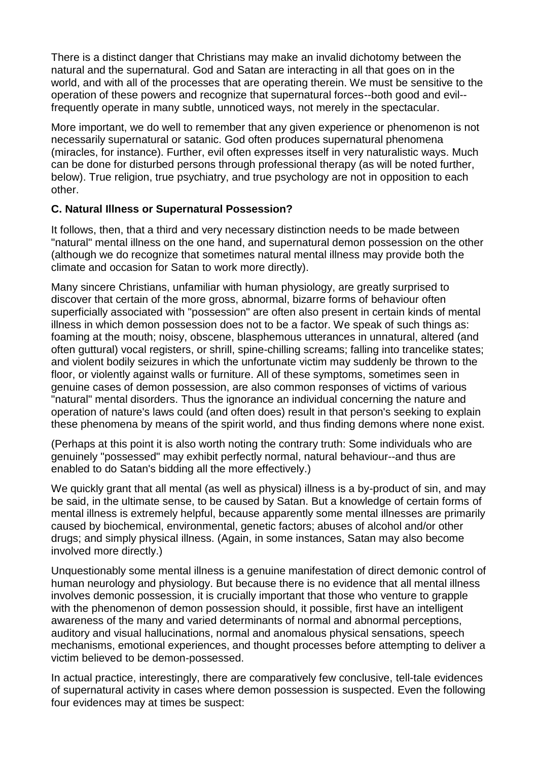There is a distinct danger that Christians may make an invalid dichotomy between the natural and the supernatural. God and Satan are interacting in all that goes on in the world, and with all of the processes that are operating therein. We must be sensitive to the operation of these powers and recognize that supernatural forces--both good and evil--frequently operate in many subtle, unnoticed ways, not merely in the spectacular.

More important, we do well to remember that any given experience or phenomenon is not necessarily supernatural or satanic. God often produces supernatural phenomena (miracles, for instance). Further, evil often expresses itself in very naturalistic ways. Much can be done for disturbed persons through professional therapy (as will be noted further, below). True religion, true psychiatry, and true psychology are not in opposition to each other.

### C. Natural Illness or Supernatural Possession?

It follows, then, that a third and very necessary distinction needs to be made between "natural" mental illness on the one hand, and supernatural demon possession on the other (although we do recognize that sometimes natural mental illness may provide both the climate and occasion for Satan to work more directly).

Many sincere Christians, unfamiliar with human physiology, are greatly surprised to discover that certain of the more gross, abnormal, bizarre forms of behaviour often superficially associated with "possession" are often also present in certain kinds of mental illness in which demon possession does not to be a factor. We speak of such things as: foaming at the mouth; noisy, obscene, blasphemous utterances in unnatural, altered (and often guttural) vocal registers, or shrill, spine-chilling screams; falling into trancelike states; and violent bodily seizures in which the unfortunate victim may suddenly be thrown to the floor, or violently against walls or furniture. All of these symptoms, sometimes seen in genuine cases of demon possession, are also common responses of victims of various "natural" mental disorders. Thus the ignorance an individual concerning the nature and operation of nature's laws could (and often does) result in that person's seeking to explain these phenomena by means of the spirit world, and thus finding demons where none exist.

(Perhaps at this point it is also worth noting the contrary truth: Some individuals who are genuinely "possessed" may exhibit perfectly normal, natural behaviour--and thus are enabled to do Satan's bidding all the more effectively.)

We quickly grant that all mental (as well as physical) illness is a by-product of sin, and may be said, in the ultimate sense, to be caused by Satan. But a knowledge of certain forms of mental illness is extremely helpful, because apparently some mental illnesses are primarily caused by biochemical, environmental, genetic factors; abuses of alcohol and/or other drugs; and simply physical illness. (Again, in some instances, Satan may also become involved more directly.)

Unquestionably some mental illness is a genuine manifestation of direct demonic control of human neurology and physiology. But because there is no evidence that all mental illness involves demonic possession, it is crucially important that those who venture to grapple with the phenomenon of demon possession should, it possible, first have an intelligent awareness of the many and varied determinants of normal and abnormal perceptions, auditory and visual hallucinations, normal and anomalous physical sensations, speech mechanisms, emotional experiences, and thought processes before attempting to deliver a victim believed to be demon-possessed.

In actual practice, interestingly, there are comparatively few conclusive, tell-tale evidences of supernatural activity in cases where demon possession is suspected. Even the following four evidences may at times be suspect: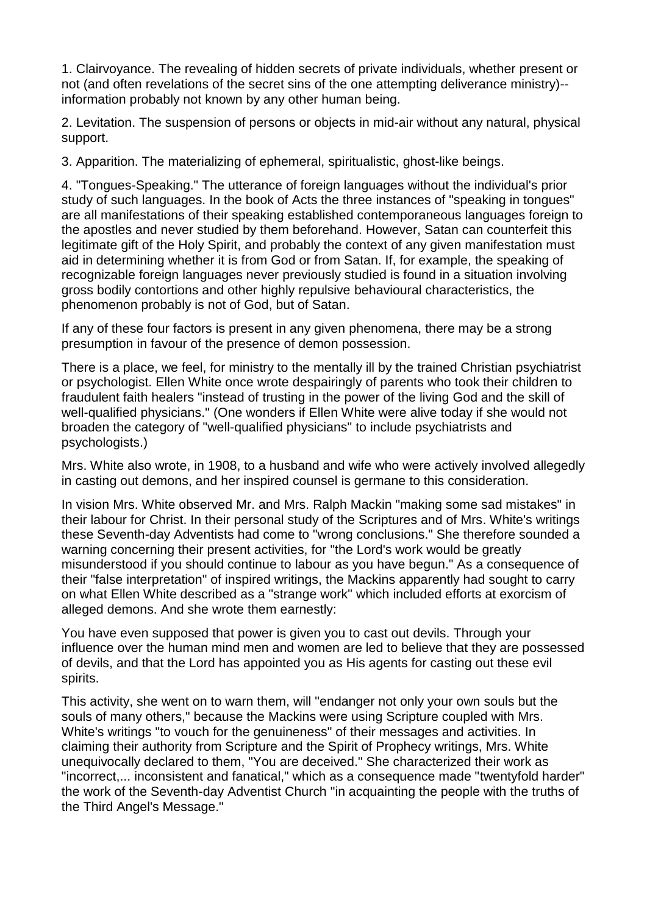1. Clairvoyance. The revealing of hidden secrets of private individuals, whether present or not (and often revelations of the secret sins of the one attempting deliverance ministry)--information probably not known by any other human being.

2. Levitation. The suspension of persons or objects in mid-air without any natural, physical support.

3. Apparition. The materializing of ephemeral, spiritualistic, ghost-like beings.

4. "Tongues-Speaking." The utterance of foreign languages without the individual's prior study of such languages. In the book of Acts the three instances of "speaking in tongues" are all manifestations of their speaking established contemporaneous languages foreign to the apostles and never studied by them beforehand. However, Satan can counterfeit this legitimate gift of the Holy Spirit, and probably the context of any given manifestation must aid in determining whether it is from God or from Satan. If, for example, the speaking of recognizable foreign languages never previously studied is found in a situation involving gross bodily contortions and other highly repulsive behavioural characteristics, the phenomenon probably is not of God, but of Satan.

If any of these four factors is present in any given phenomena, there may be a strong presumption in favour of the presence of demon possession.

There is a place, we feel, for ministry to the mentally ill by the trained Christian psychiatrist or psychologist. Ellen White once wrote despairingly of parents who took their children to fraudulent faith healers "instead of trusting in the power of the living God and the skill of well-qualified physicians." (One wonders if Ellen White were alive today if she would not broaden the category of "well-qualified physicians" to include psychiatrists and psychologists.)

Mrs. White also wrote, in 1908, to a husband and wife who were actively involved allegedly in casting out demons, and her inspired counsel is germane to this consideration.

In vision Mrs. White observed Mr. and Mrs. Ralph Mackin "making some sad mistakes" in their labour for Christ. In their personal study of the Scriptures and of Mrs. White's writings these Seventh-day Adventists had come to "wrong conclusions." She therefore sounded a warning concerning their present activities, for "the Lord's work would be greatly misunderstood if you should continue to labour as you have begun." As a consequence of their "false interpretation" of inspired writings, the Mackins apparently had sought to carry on what Ellen White described as a "strange work" which included efforts at exorcism of alleged demons. And she wrote them earnestly:

You have even supposed that power is given you to cast out devils. Through your influence over the human mind men and women are led to believe that they are possessed of devils, and that the Lord has appointed you as His agents for casting out these evil spirits.

This activity, she went on to warn them, will "endanger not only your own souls but the souls of many others," because the Mackins were using Scripture coupled with Mrs. White's writings "to vouch for the genuineness" of their messages and activities. In claiming their authority from Scripture and the Spirit of Prophecy writings, Mrs. White unequivocally declared to them, "You are deceived." She characterized their work as "incorrect,... inconsistent and fanatical," which as a consequence made "twentyfold harder" the work of the Seventh-day Adventist Church "in acquainting the people with the truths of the Third Angel's Message."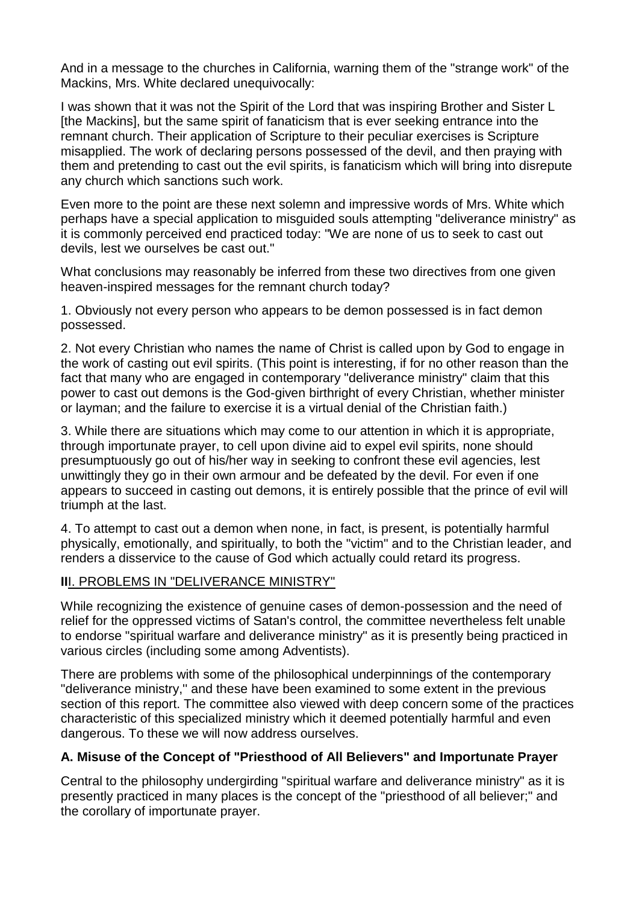And in a message to the churches in California, warning them of the "strange work" of the Mackins, Mrs. White declared unequivocally:

I was shown that it was not the Spirit of the Lord that was inspiring Brother and Sister L [the Mackins], but the same spirit of fanaticism that is ever seeking entrance into the remnant church. Their application of Scripture to their peculiar exercises is Scripture misapplied. The work of declaring persons possessed of the devil, and then praying with them and pretending to cast out the evil spirits, is fanaticism which will bring into disrepute any church which sanctions such work.

Even more to the point are these next solemn and impressive words of Mrs. White which perhaps have a special application to misguided souls attempting "deliverance ministry" as it is commonly perceived end practiced today: "We are none of us to seek to cast out devils, lest we ourselves be cast out."

What conclusions may reasonably be inferred from these two directives from one given heaven-inspired messages for the remnant church today?

1. Obviously not every person who appears to be demon possessed is in fact demon possessed.

2. Not every Christian who names the name of Christ is called upon by God to engage in the work of casting out evil spirits. (This point is interesting, if for no other reason than the fact that many who are engaged in contemporary "deliverance ministry" claim that this power to cast out demons is the God-given birthright of every Christian, whether minister or layman; and the failure to exercise it is a virtual denial of the Christian faith.)

3. While there are situations which may come to our attention in which it is appropriate, through importunate prayer, to cell upon divine aid to expel evil spirits, none should presumptuously go out of his/her way in seeking to confront these evil agencies, lest unwittingly they go in their own armour and be defeated by the devil. For even if one appears to succeed in casting out demons, it is entirely possible that the prince of evil will triumph at the last.

4. To attempt to cast out a demon when none, in fact, is present, is potentially harmful physically, emotionally, and spiritually, to both the "victim" and to the Christian leader, and renders a disservice to the cause of God which actually could retard its progress.

## III. PROBLEMS IN "DELIVERANCE MINISTRY"

While recognizing the existence of genuine cases of demon-possession and the need of relief for the oppressed victims of Satan's control, the committee nevertheless felt unable to endorse "spiritual warfare and deliverance ministry" as it is presently being practiced in various circles (including some among Adventists).

There are problems with some of the philosophical underpinnings of the contemporary "deliverance ministry," and these have been examined to some extent in the previous section of this report. The committee also viewed with deep concern some of the practices characteristic of this specialized ministry which it deemed potentially harmful and even dangerous. To these we will now address ourselves.

### A. Misuse of the Concept of "Priesthood of All Believers" and Importunate Prayer

Central to the philosophy undergirding "spiritual warfare and deliverance ministry" as it is presently practiced in many places is the concept of the "priesthood of all believer;" and the corollary of importunate prayer.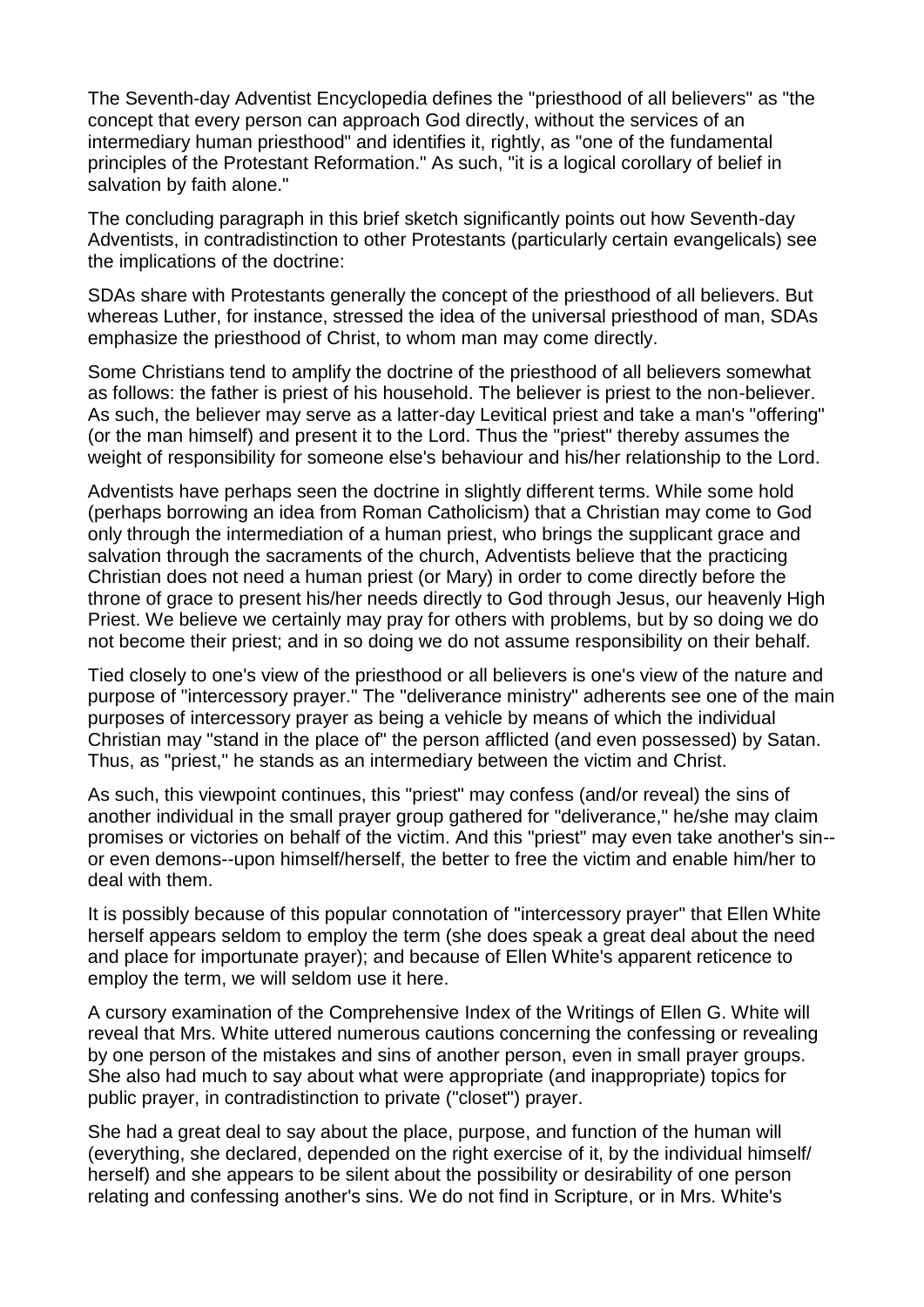The Seventh-day Adventist Encyclopedia defines the "priesthood of all believers" as "the concept that every person can approach God directly, without the services of an intermediary human priesthood" and identifies it, rightly, as "one of the fundamental principles of the Protestant Reformation." As such, "it is a logical corollary of belief in salvation by faith alone."

The concluding paragraph in this brief sketch significantly points out how Seventh-day Adventists, in contradistinction to other Protestants (particularly certain evangelicals) see the implications of the doctrine:

SDAs share with Protestants generally the concept of the priesthood of all believers. But whereas Luther, for instance, stressed the idea of the universal priesthood of man, SDAs emphasize the priesthood of Christ, to whom man may come directly.

Some Christians tend to amplify the doctrine of the priesthood of all believers somewhat as follows: the father is priest of his household. The believer is priest to the non-believer. As such, the believer may serve as a latter-day Levitical priest and take a man's "offering" (or the man himself) and present it to the Lord. Thus the "priest" thereby assumes the weight of responsibility for someone else's behaviour and his/her relationship to the Lord.

Adventists have perhaps seen the doctrine in slightly different terms. While some hold (perhaps borrowing an idea from Roman Catholicism) that a Christian may come to God only through the intermediation of a human priest, who brings the supplicant grace and salvation through the sacraments of the church, Adventists believe that the practicing Christian does not need a human priest (or Mary) in order to come directly before the throne of grace to present his/her needs directly to God through Jesus, our heavenly High Priest. We believe we certainly may pray for others with problems, but by so doing we do not become their priest; and in so doing we do not assume responsibility on their behalf.

Tied closely to one's view of the priesthood or all believers is one's view of the nature and purpose of "intercessory prayer." The "deliverance ministry" adherents see one of the main purposes of intercessory prayer as being a vehicle by means of which the individual Christian may "stand in the place of" the person afflicted (and even possessed) by Satan. Thus, as "priest," he stands as an intermediary between the victim and Christ.

As such, this viewpoint continues, this "priest" may confess (and/or reveal) the sins of another individual in the small prayer group gathered for "deliverance," he/she may claim promises or victories on behalf of the victim. And this "priest" may even take another's sin--or even demons--upon himself/herself, the better to free the victim and enable him/her to deal with them.

It is possibly because of this popular connotation of "intercessory prayer" that Ellen White herself appears seldom to employ the term (she does speak a great deal about the need and place for importunate prayer); and because of Ellen White's apparent reticence to employ the term, we will seldom use it here.

A cursory examination of the Comprehensive Index of the Writings of Ellen G. White will reveal that Mrs. White uttered numerous cautions concerning the confessing or revealing by one person of the mistakes and sins of another person, even in small prayer groups. She also had much to say about what were appropriate (and inappropriate) topics for public prayer, in contradistinction to private ("closet") prayer.

She had a great deal to say about the place, purpose, and function of the human will (everything, she declared, depended on the right exercise of it, by the individual himself/herself) and she appears to be silent about the possibility or desirability of one person relating and confessing another's sins. We do not find in Scripture, or in Mrs. White's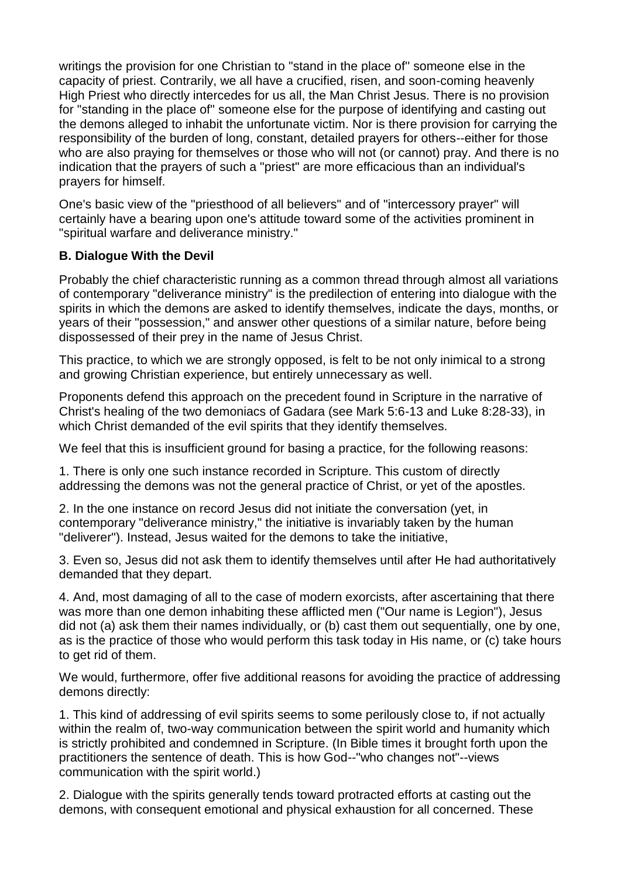writings the provision for one Christian to "stand in the place of" someone else in the capacity of priest. Contrarily, we all have a crucified, risen, and soon-coming heavenly High Priest who directly intercedes for us all, the Man Christ Jesus. There is no provision for "standing in the place of" someone else for the purpose of identifying and casting out the demons alleged to inhabit the unfortunate victim. Nor is there provision for carrying the responsibility of the burden of long, constant, detailed prayers for others--either for those who are also praying for themselves or those who will not (or cannot) pray. And there is no indication that the prayers of such a "priest" are more efficacious than an individual's prayers for himself.

One's basic view of the "priesthood of all believers" and of "intercessory prayer" will certainly have a bearing upon one's attitude toward some of the activities prominent in "spiritual warfare and deliverance ministry."

**B. Dialogue With the Devil**

Probably the chief characteristic running as a common thread through almost all variations of contemporary "deliverance ministry" is the predilection of entering into dialogue with the spirits in which the demons are asked to identify themselves, indicate the days, months, or years of their "possession," and answer other questions of a similar nature, before being dispossessed of their prey in the name of Jesus Christ.

This practice, to which we are strongly opposed, is felt to be not only inimical to a strong and growing Christian experience, but entirely unnecessary as well.

Proponents defend this approach on the precedent found in Scripture in the narrative of Christ's healing of the two demoniacs of Gadara (see Mark 5:6-13 and Luke 8:28-33), in which Christ demanded of the evil spirits that they identify themselves.

We feel that this is insufficient ground for basing a practice, for the following reasons:

1. There is only one such instance recorded in Scripture. This custom of directly addressing the demons was not the general practice of Christ, or yet of the apostles.

2. In the one instance on record Jesus did not initiate the conversation (yet, in contemporary "deliverance ministry," the initiative is invariably taken by the human "deliverer"). Instead, Jesus waited for the demons to take the initiative,

3. Even so, Jesus did not ask them to identify themselves until after He had authoritatively demanded that they depart.

4. And, most damaging of all to the case of modern exorcists, after ascertaining that there was more than one demon inhabiting these afflicted men ("Our name is Legion"), Jesus did not (a) ask them their names individually, or (b) cast them out sequentially, one by one, as is the practice of those who would perform this task today in His name, or (c) take hours to get rid of them.

We would, furthermore, offer five additional reasons for avoiding the practice of addressing demons directly:

1. This kind of addressing of evil spirits seems to some perilously close to, if not actually within the realm of, two-way communication between the spirit world and humanity which is strictly prohibited and condemned in Scripture. (In Bible times it brought forth upon the practitioners the sentence of death. This is how God--"who changes not"--views communication with the spirit world.)

2. Dialogue with the spirits generally tends toward protracted efforts at casting out the demons, with consequent emotional and physical exhaustion for all concerned. These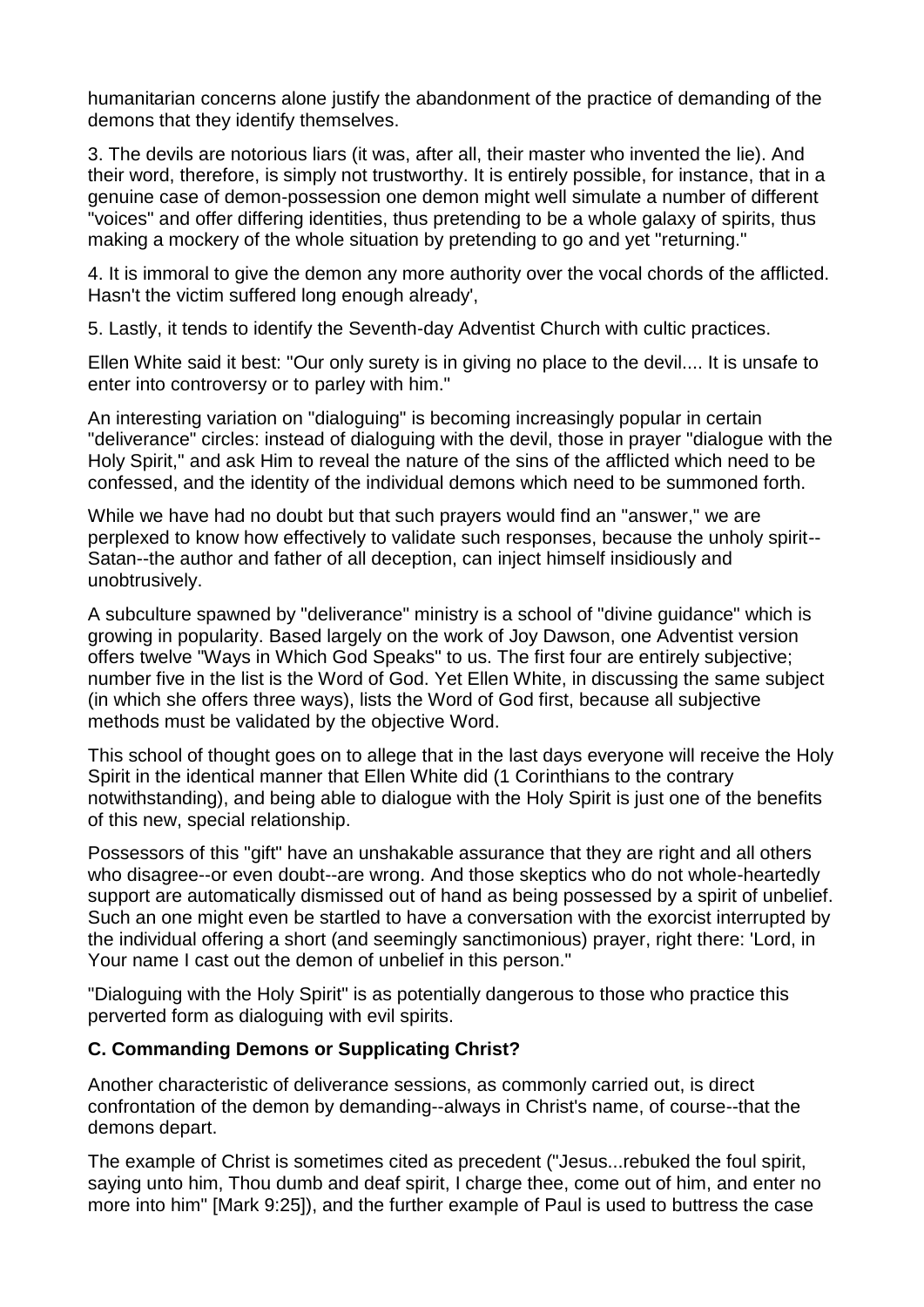humanitarian concerns alone justify the abandonment of the practice of demanding of the demons that they identify themselves.

3. The devils are notorious liars (it was, after all, their master who invented the lie). And their word, therefore, is simply not trustworthy. It is entirely possible, for instance, that in a genuine case of demon-possession one demon might well simulate a number of different "voices" and offer differing identities, thus pretending to be a whole galaxy of spirits, thus making a mockery of the whole situation by pretending to go and yet "returning."

4. It is immoral to give the demon any more authority over the vocal chords of the afflicted. Hasn't the victim suffered long enough already',

5. Lastly, it tends to identify the Seventh-day Adventist Church with cultic practices.

Ellen White said it best: "Our only surety is in giving no place to the devil.... It is unsafe to enter into controversy or to parley with him."

An interesting variation on "dialoguing" is becoming increasingly popular in certain "deliverance" circles: instead of dialoguing with the devil, those in prayer "dialogue with the Holy Spirit," and ask Him to reveal the nature of the sins of the afflicted which need to be confessed, and the identity of the individual demons which need to be summoned forth.

While we have had no doubt but that such prayers would find an "answer," we are perplexed to know how effectively to validate such responses, because the unholy spirit--Satan--the author and father of all deception, can inject himself insidiously and unobtrusively.

A subculture spawned by "deliverance" ministry is a school of "divine guidance" which is growing in popularity. Based largely on the work of Joy Dawson, one Adventist version offers twelve "Ways in Which God Speaks" to us. The first four are entirely subjective; number five in the list is the Word of God. Yet Ellen White, in discussing the same subject (in which she offers three ways), lists the Word of God first, because all subjective methods must be validated by the objective Word.

This school of thought goes on to allege that in the last days everyone will receive the Holy Spirit in the identical manner that Ellen White did (1 Corinthians to the contrary notwithstanding), and being able to dialogue with the Holy Spirit is just one of the benefits of this new, special relationship.

Possessors of this "gift" have an unshakable assurance that they are right and all others who disagree--or even doubt--are wrong. And those skeptics who do not whole-heartedly support are automatically dismissed out of hand as being possessed by a spirit of unbelief. Such an one might even be startled to have a conversation with the exorcist interrupted by the individual offering a short (and seemingly sanctimonious) prayer, right there: 'Lord, in Your name I cast out the demon of unbelief in this person."

"Dialoguing with the Holy Spirit" is as potentially dangerous to those who practice this perverted form as dialoguing with evil spirits.

### C. Commanding Demons or Supplicating Christ?

Another characteristic of deliverance sessions, as commonly carried out, is direct confrontation of the demon by demanding--always in Christ's name, of course--that the demons depart.

The example of Christ is sometimes cited as precedent ("Jesus...rebuked the foul spirit, saying unto him, Thou dumb and deaf spirit, I charge thee, come out of him, and enter no more into him" [Mark 9:25]), and the further example of Paul is used to buttress the case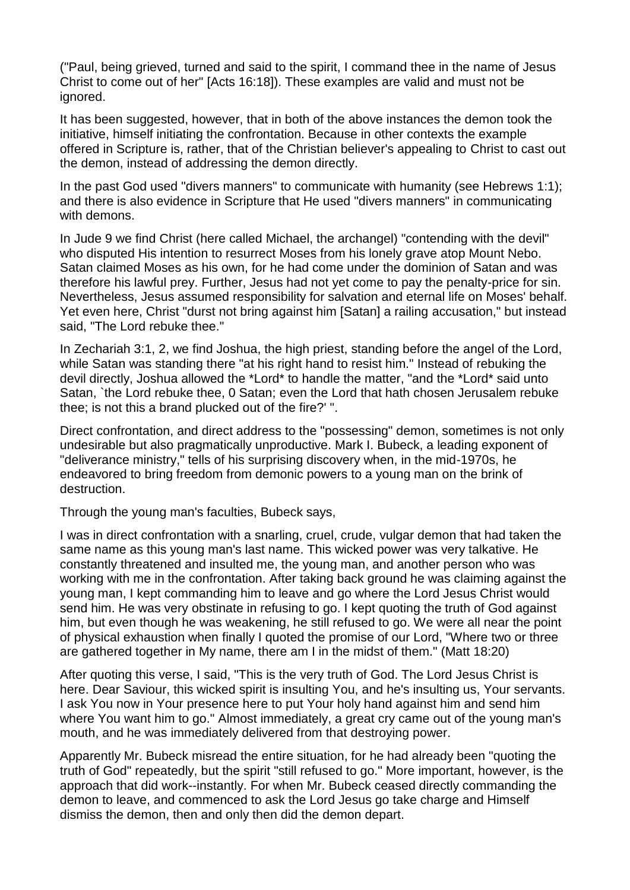("Paul, being grieved, turned and said to the spirit, I command thee in the name of Jesus Christ to come out of her" [Acts 16:18]). These examples are valid and must not be ignored.

It has been suggested, however, that in both of the above instances the demon took the initiative, himself initiating the confrontation. Because in other contexts the example offered in Scripture is, rather, that of the Christian believer's appealing to Christ to cast out the demon, instead of addressing the demon directly.

In the past God used "divers manners" to communicate with humanity (see Hebrews 1:1); and there is also evidence in Scripture that He used "divers manners" in communicating with demons.

In Jude 9 we find Christ (here called Michael, the archangel) "contending with the devil" who disputed His intention to resurrect Moses from his lonely grave atop Mount Nebo. Satan claimed Moses as his own, for he had come under the dominion of Satan and was therefore his lawful prey. Further, Jesus had not yet come to pay the penalty-price for sin. Nevertheless, Jesus assumed responsibility for salvation and eternal life on Moses' behalf. Yet even here, Christ "durst not bring against him [Satan] a railing accusation," but instead said, "The Lord rebuke thee."

In Zechariah 3:1, 2, we find Joshua, the high priest, standing before the angel of the Lord, while Satan was standing there "at his right hand to resist him." Instead of rebuking the devil directly, Joshua allowed the *Lord* to handle the matter, "and the *Lord* said unto Satan, `the Lord rebuke thee, 0 Satan; even the Lord that hath chosen Jerusalem rebuke thee; is not this a brand plucked out of the fire?' ".

Direct confrontation, and direct address to the "possessing" demon, sometimes is not only undesirable but also pragmatically unproductive. Mark I. Bubeck, a leading exponent of "deliverance ministry," tells of his surprising discovery when, in the mid-1970s, he endeavored to bring freedom from demonic powers to a young man on the brink of destruction.

Through the young man's faculties, Bubeck says,

I was in direct confrontation with a snarling, cruel, crude, vulgar demon that had taken the same name as this young man's last name. This wicked power was very talkative. He constantly threatened and insulted me, the young man, and another person who was working with me in the confrontation. After taking back ground he was claiming against the young man, I kept commanding him to leave and go where the Lord Jesus Christ would send him. He was very obstinate in refusing to go. I kept quoting the truth of God against him, but even though he was weakening, he still refused to go. We were all near the point of physical exhaustion when finally I quoted the promise of our Lord, "Where two or three are gathered together in My name, there am I in the midst of them." (Matt 18:20)

After quoting this verse, I said, "This is the very truth of God. The Lord Jesus Christ is here. Dear Saviour, this wicked spirit is insulting You, and he's insulting us, Your servants. I ask You now in Your presence here to put Your holy hand against him and send him where You want him to go." Almost immediately, a great cry came out of the young man's mouth, and he was immediately delivered from that destroying power.

Apparently Mr. Bubeck misread the entire situation, for he had already been "quoting the truth of God" repeatedly, but the spirit "still refused to go." More important, however, is the approach that did work--instantly. For when Mr. Bubeck ceased directly commanding the demon to leave, and commenced to ask the Lord Jesus go take charge and Himself dismiss the demon, then and only then did the demon depart.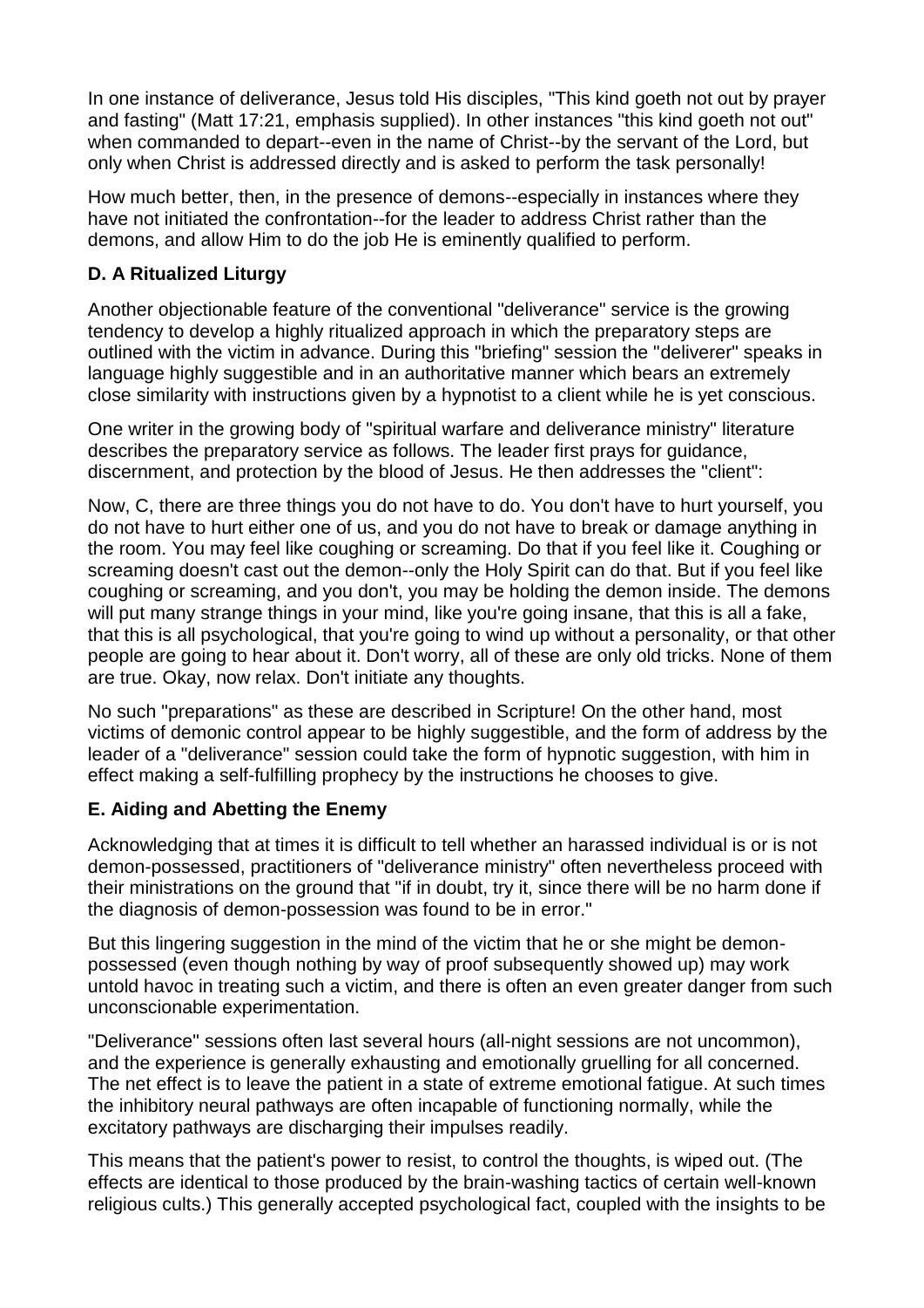In one instance of deliverance, Jesus told His disciples, "This kind goeth not out by prayer and fasting" (Matt 17:21, emphasis supplied). In other instances "this kind goeth not out" when commanded to depart--even in the name of Christ--by the servant of the Lord, but only when Christ is addressed directly and is asked to perform the task personally!

How much better, then, in the presence of demons--especially in instances where they have not initiated the confrontation--for the leader to address Christ rather than the demons, and allow Him to do the job He is eminently qualified to perform.

### D. A Ritualized Liturgy

Another objectionable feature of the conventional "deliverance" service is the growing tendency to develop a highly ritualized approach in which the preparatory steps are outlined with the victim in advance. During this "briefing" session the "deliverer" speaks in language highly suggestible and in an authoritative manner which bears an extremely close similarity with instructions given by a hypnotist to a client while he is yet conscious.

One writer in the growing body of "spiritual warfare and deliverance ministry" literature describes the preparatory service as follows. The leader first prays for guidance, discernment, and protection by the blood of Jesus. He then addresses the "client":

Now, C, there are three things you do not have to do. You don't have to hurt yourself, you do not have to hurt either one of us, and you do not have to break or damage anything in the room. You may feel like coughing or screaming. Do that if you feel like it. Coughing or screaming doesn't cast out the demon--only the Holy Spirit can do that. But if you feel like coughing or screaming, and you don't, you may be holding the demon inside. The demons will put many strange things in your mind, like you're going insane, that this is all a fake, that this is all psychological, that you're going to wind up without a personality, or that other people are going to hear about it. Don't worry, all of these are only old tricks. None of them are true. Okay, now relax. Don't initiate any thoughts.

No such "preparations" as these are described in Scripture! On the other hand, most victims of demonic control appear to be highly suggestible, and the form of address by the leader of a "deliverance" session could take the form of hypnotic suggestion, with him in effect making a self-fulfilling prophecy by the instructions he chooses to give.

### E. Aiding and Abetting the Enemy

Acknowledging that at times it is difficult to tell whether an harassed individual is or is not demon-possessed, practitioners of "deliverance ministry" often nevertheless proceed with their ministrations on the ground that "if in doubt, try it, since there will be no harm done if the diagnosis of demon-possession was found to be in error."

But this lingering suggestion in the mind of the victim that he or she might be demon-possessed (even though nothing by way of proof subsequently showed up) may work untold havoc in treating such a victim, and there is often an even greater danger from such unconscionable experimentation.

"Deliverance" sessions often last several hours (all-night sessions are not uncommon), and the experience is generally exhausting and emotionally gruelling for all concerned. The net effect is to leave the patient in a state of extreme emotional fatigue. At such times the inhibitory neural pathways are often incapable of functioning normally, while the excitatory pathways are discharging their impulses readily.

This means that the patient's power to resist, to control the thoughts, is wiped out. (The effects are identical to those produced by the brain-washing tactics of certain well-known religious cults.) This generally accepted psychological fact, coupled with the insights to be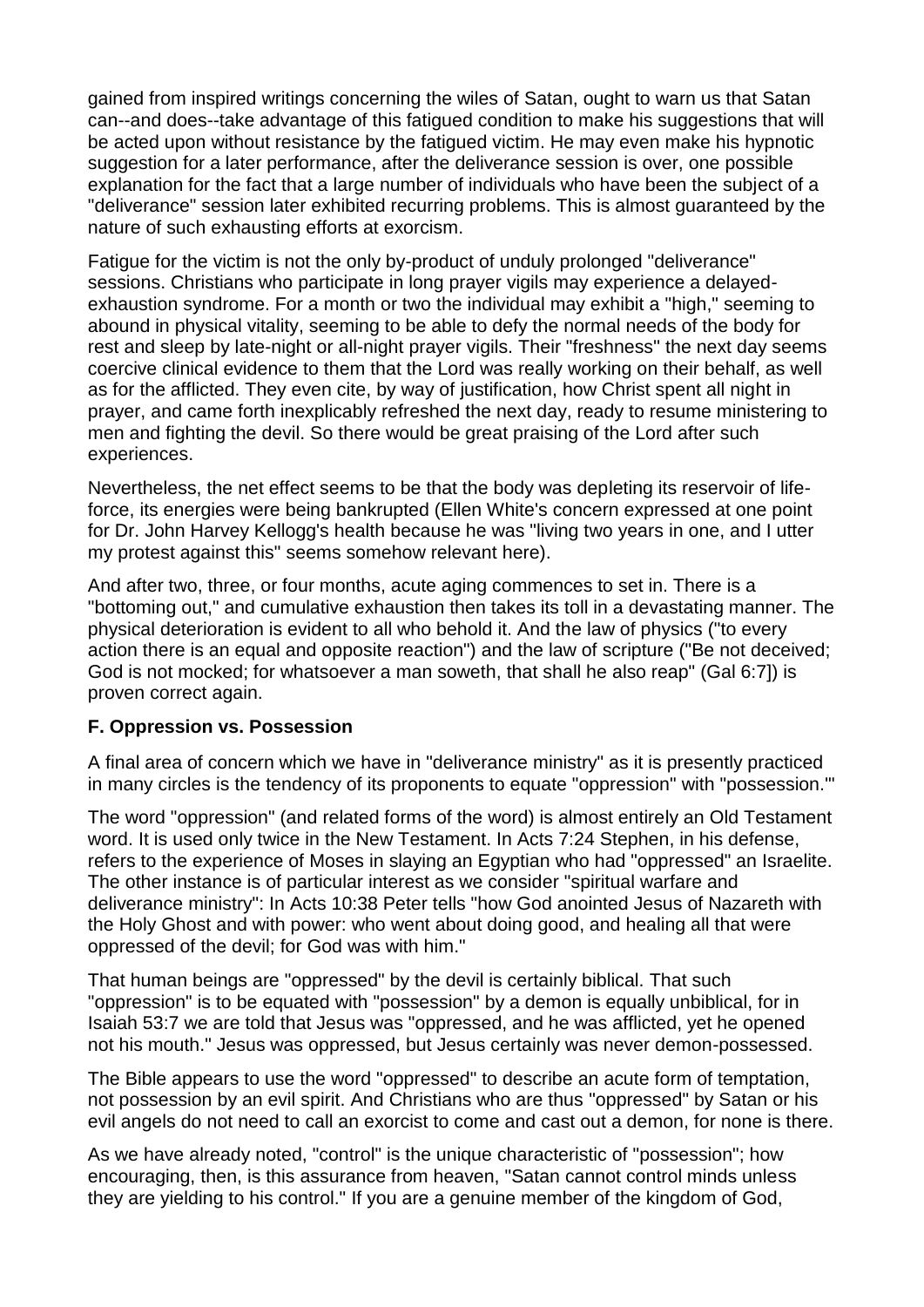gained from inspired writings concerning the wiles of Satan, ought to warn us that Satan can--and does--take advantage of this fatigued condition to make his suggestions that will be acted upon without resistance by the fatigued victim. He may even make his hypnotic suggestion for a later performance, after the deliverance session is over, one possible explanation for the fact that a large number of individuals who have been the subject of a "deliverance" session later exhibited recurring problems. This is almost guaranteed by the nature of such exhausting efforts at exorcism.

Fatigue for the victim is not the only by-product of unduly prolonged "deliverance" sessions. Christians who participate in long prayer vigils may experience a delayed-exhaustion syndrome. For a month or two the individual may exhibit a "high," seeming to abound in physical vitality, seeming to be able to defy the normal needs of the body for rest and sleep by late-night or all-night prayer vigils. Their "freshness" the next day seems coercive clinical evidence to them that the Lord was really working on their behalf, as well as for the afflicted. They even cite, by way of justification, how Christ spent all night in prayer, and came forth inexplicably refreshed the next day, ready to resume ministering to men and fighting the devil. So there would be great praising of the Lord after such experiences.

Nevertheless, the net effect seems to be that the body was depleting its reservoir of life-force, its energies were being bankrupted (Ellen White's concern expressed at one point for Dr. John Harvey Kellogg's health because he was "living two years in one, and I utter my protest against this" seems somehow relevant here).

And after two, three, or four months, acute aging commences to set in. There is a "bottoming out," and cumulative exhaustion then takes its toll in a devastating manner. The physical deterioration is evident to all who behold it. And the law of physics ("to every action there is an equal and opposite reaction") and the law of scripture ("Be not deceived; God is not mocked; for whatsoever a man soweth, that shall he also reap" (Gal 6:7]) is proven correct again.

### F. Oppression vs. Possession

A final area of concern which we have in "deliverance ministry" as it is presently practiced in many circles is the tendency of its proponents to equate "oppression" with "possession."'

The word "oppression" (and related forms of the word) is almost entirely an Old Testament word. It is used only twice in the New Testament. In Acts 7:24 Stephen, in his defense, refers to the experience of Moses in slaying an Egyptian who had "oppressed" an Israelite. The other instance is of particular interest as we consider "spiritual warfare and deliverance ministry": In Acts 10:38 Peter tells "how God anointed Jesus of Nazareth with the Holy Ghost and with power: who went about doing good, and healing all that were oppressed of the devil; for God was with him."

That human beings are "oppressed" by the devil is certainly biblical. That such "oppression" is to be equated with "possession" by a demon is equally unbiblical, for in Isaiah 53:7 we are told that Jesus was "oppressed, and he was afflicted, yet he opened not his mouth." Jesus was oppressed, but Jesus certainly was never demon-possessed.

The Bible appears to use the word "oppressed" to describe an acute form of temptation, not possession by an evil spirit. And Christians who are thus "oppressed" by Satan or his evil angels do not need to call an exorcist to come and cast out a demon, for none is there.

As we have already noted, "control" is the unique characteristic of "possession"; how encouraging, then, is this assurance from heaven, "Satan cannot control minds unless they are yielding to his control." If you are a genuine member of the kingdom of God,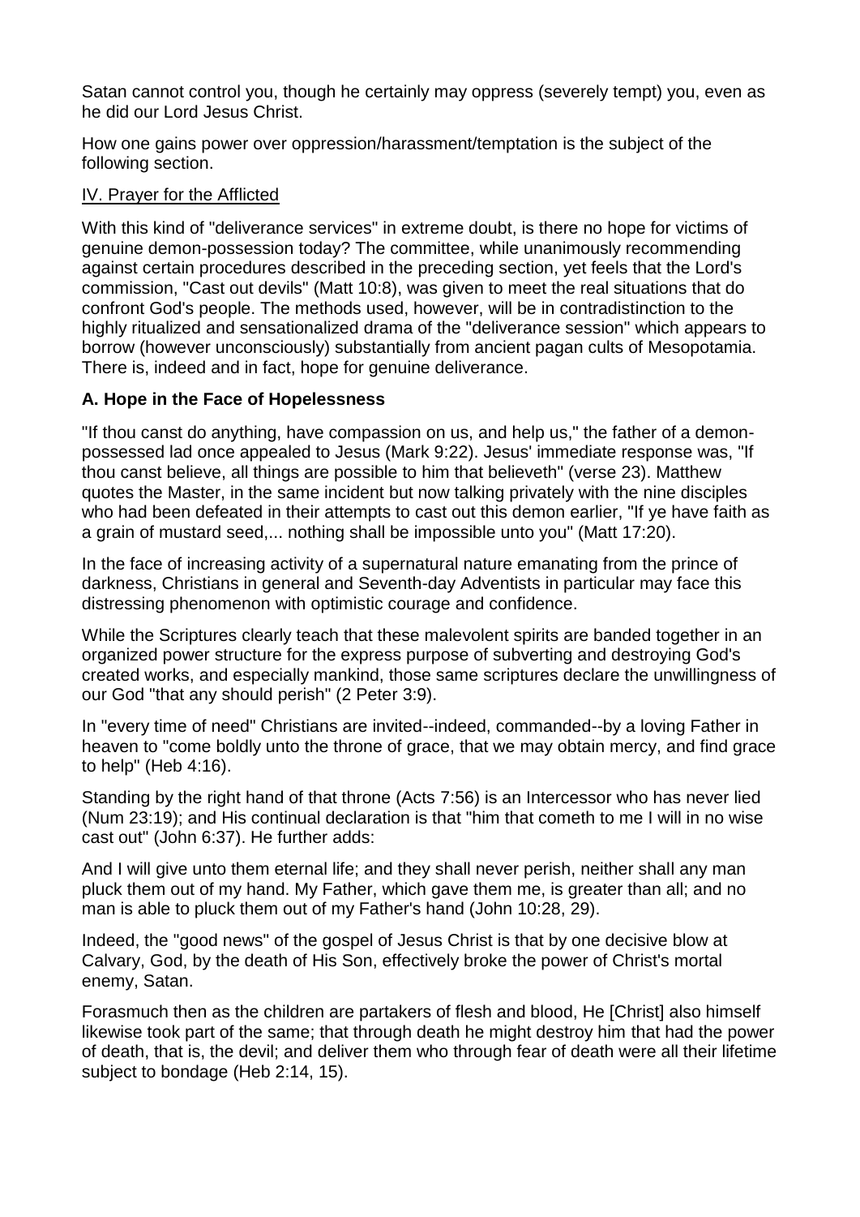Satan cannot control you, though he certainly may oppress (severely tempt) you, even as he did our Lord Jesus Christ.

How one gains power over oppression/harassment/temptation is the subject of the following section.

## IV. Prayer for the Afflicted

With this kind of "deliverance services" in extreme doubt, is there no hope for victims of genuine demon-possession today? The committee, while unanimously recommending against certain procedures described in the preceding section, yet feels that the Lord's commission, "Cast out devils" (Matt 10:8), was given to meet the real situations that do confront God's people. The methods used, however, will be in contradistinction to the highly ritualized and sensationalized drama of the "deliverance session" which appears to borrow (however unconsciously) substantially from ancient pagan cults of Mesopotamia. There is, indeed and in fact, hope for genuine deliverance.

### A. Hope in the Face of Hopelessness

"If thou canst do anything, have compassion on us, and help us," the father of a demon-possessed lad once appealed to Jesus (Mark 9:22). Jesus' immediate response was, "If thou canst believe, all things are possible to him that believeth" (verse 23). Matthew quotes the Master, in the same incident but now talking privately with the nine disciples who had been defeated in their attempts to cast out this demon earlier, "If ye have faith as a grain of mustard seed,... nothing shall be impossible unto you" (Matt 17:20).

In the face of increasing activity of a supernatural nature emanating from the prince of darkness, Christians in general and Seventh-day Adventists in particular may face this distressing phenomenon with optimistic courage and confidence.

While the Scriptures clearly teach that these malevolent spirits are banded together in an organized power structure for the express purpose of subverting and destroying God's created works, and especially mankind, those same scriptures declare the unwillingness of our God "that any should perish" (2 Peter 3:9).

In "every time of need" Christians are invited--indeed, commanded--by a loving Father in heaven to "come boldly unto the throne of grace, that we may obtain mercy, and find grace to help" (Heb 4:16).

Standing by the right hand of that throne (Acts 7:56) is an Intercessor who has never lied (Num 23:19); and His continual declaration is that "him that cometh to me I will in no wise cast out" (John 6:37). He further adds:

And I will give unto them eternal life; and they shall never perish, neither shall any man pluck them out of my hand. My Father, which gave them me, is greater than all; and no man is able to pluck them out of my Father's hand (John 10:28, 29).

Indeed, the "good news" of the gospel of Jesus Christ is that by one decisive blow at Calvary, God, by the death of His Son, effectively broke the power of Christ's mortal enemy, Satan.

Forasmuch then as the children are partakers of flesh and blood, He [Christ] also himself likewise took part of the same; that through death he might destroy him that had the power of death, that is, the devil; and deliver them who through fear of death were all their lifetime subject to bondage (Heb 2:14, 15).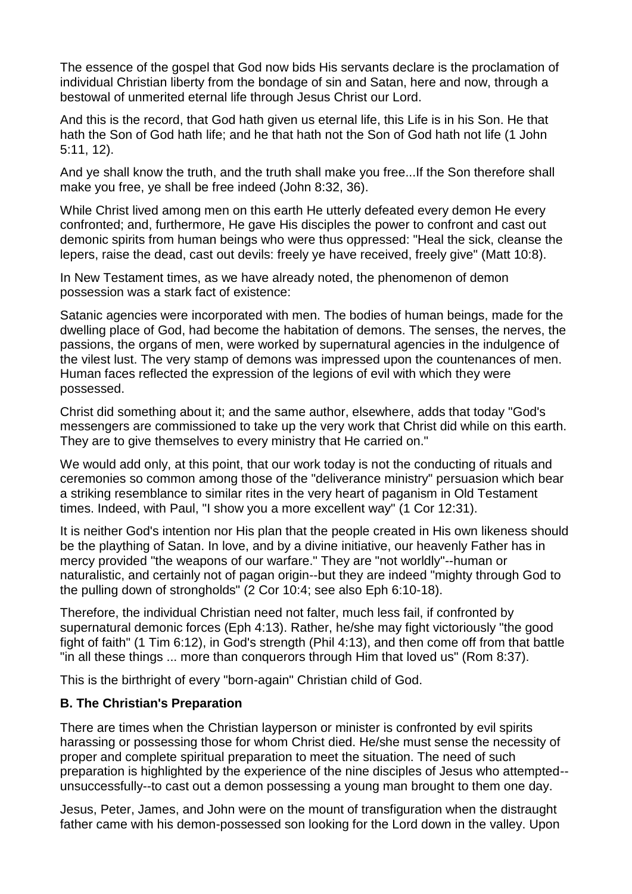The essence of the gospel that God now bids His servants declare is the proclamation of individual Christian liberty from the bondage of sin and Satan, here and now, through a bestowal of unmerited eternal life through Jesus Christ our Lord.

And this is the record, that God hath given us eternal life, this Life is in his Son. He that hath the Son of God hath life; and he that hath not the Son of God hath not life (1 John 5:11, 12).

And ye shall know the truth, and the truth shall make you free...If the Son therefore shall make you free, ye shall be free indeed (John 8:32, 36).

While Christ lived among men on this earth He utterly defeated every demon He every confronted; and, furthermore, He gave His disciples the power to confront and cast out demonic spirits from human beings who were thus oppressed: "Heal the sick, cleanse the lepers, raise the dead, cast out devils: freely ye have received, freely give" (Matt 10:8).

In New Testament times, as we have already noted, the phenomenon of demon possession was a stark fact of existence:

Satanic agencies were incorporated with men. The bodies of human beings, made for the dwelling place of God, had become the habitation of demons. The senses, the nerves, the passions, the organs of men, were worked by supernatural agencies in the indulgence of the vilest lust. The very stamp of demons was impressed upon the countenances of men. Human faces reflected the expression of the legions of evil with which they were possessed.

Christ did something about it; and the same author, elsewhere, adds that today "God's messengers are commissioned to take up the very work that Christ did while on this earth. They are to give themselves to every ministry that He carried on."

We would add only, at this point, that our work today is not the conducting of rituals and ceremonies so common among those of the "deliverance ministry" persuasion which bear a striking resemblance to similar rites in the very heart of paganism in Old Testament times. Indeed, with Paul, "I show you a more excellent way" (1 Cor 12:31).

It is neither God's intention nor His plan that the people created in His own likeness should be the plaything of Satan. In love, and by a divine initiative, our heavenly Father has in mercy provided "the weapons of our warfare." They are "not worldly"--human or naturalistic, and certainly not of pagan origin--but they are indeed "mighty through God to the pulling down of strongholds" (2 Cor 10:4; see also Eph 6:10-18).

Therefore, the individual Christian need not falter, much less fail, if confronted by supernatural demonic forces (Eph 4:13). Rather, he/she may fight victoriously "the good fight of faith" (1 Tim 6:12), in God's strength (Phil 4:13), and then come off from that battle "in all these things ... more than conquerors through Him that loved us" (Rom 8:37).

This is the birthright of every "born-again" Christian child of God.

### B. The Christian's Preparation

There are times when the Christian layperson or minister is confronted by evil spirits harassing or possessing those for whom Christ died. He/she must sense the necessity of proper and complete spiritual preparation to meet the situation. The need of such preparation is highlighted by the experience of the nine disciples of Jesus who attempted--unsuccessfully--to cast out a demon possessing a young man brought to them one day.

Jesus, Peter, James, and John were on the mount of transfiguration when the distraught father came with his demon-possessed son looking for the Lord down in the valley. Upon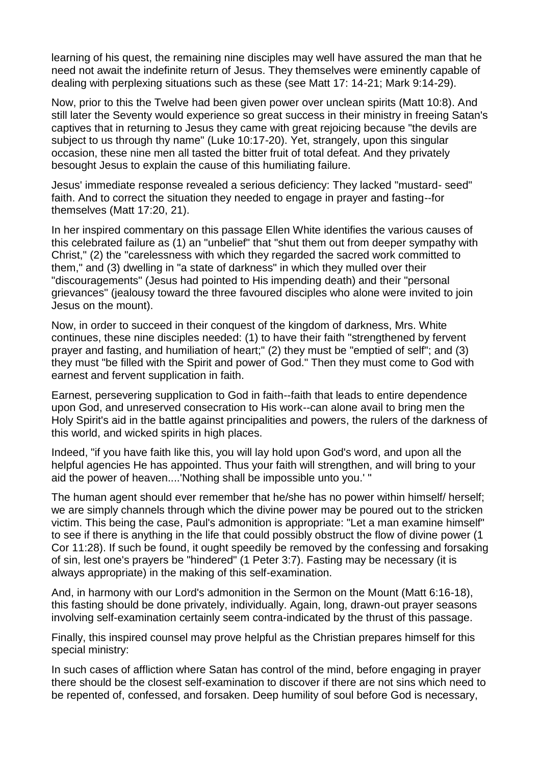learning of his quest, the remaining nine disciples may well have assured the man that he need not await the indefinite return of Jesus. They themselves were eminently capable of dealing with perplexing situations such as these (see Matt 17: 14-21; Mark 9:14-29).

Now, prior to this the Twelve had been given power over unclean spirits (Matt 10:8). And still later the Seventy would experience so great success in their ministry in freeing Satan's captives that in returning to Jesus they came with great rejoicing because "the devils are subject to us through thy name" (Luke 10:17-20). Yet, strangely, upon this singular occasion, these nine men all tasted the bitter fruit of total defeat. And they privately besought Jesus to explain the cause of this humiliating failure.

Jesus' immediate response revealed a serious deficiency: They lacked "mustard- seed" faith. And to correct the situation they needed to engage in prayer and fasting--for themselves (Matt 17:20, 21).

In her inspired commentary on this passage Ellen White identifies the various causes of this celebrated failure as (1) an "unbelief" that "shut them out from deeper sympathy with Christ," (2) the "carelessness with which they regarded the sacred work committed to them," and (3) dwelling in "a state of darkness" in which they mulled over their "discouragements" (Jesus had pointed to His impending death) and their "personal grievances" (jealousy toward the three favoured disciples who alone were invited to join Jesus on the mount).

Now, in order to succeed in their conquest of the kingdom of darkness, Mrs. White continues, these nine disciples needed: (1) to have their faith "strengthened by fervent prayer and fasting, and humiliation of heart;" (2) they must be "emptied of self"; and (3) they must "be filled with the Spirit and power of God." Then they must come to God with earnest and fervent supplication in faith.

Earnest, persevering supplication to God in faith--faith that leads to entire dependence upon God, and unreserved consecration to His work--can alone avail to bring men the Holy Spirit's aid in the battle against principalities and powers, the rulers of the darkness of this world, and wicked spirits in high places.

Indeed, "if you have faith like this, you will lay hold upon God's word, and upon all the helpful agencies He has appointed. Thus your faith will strengthen, and will bring to your aid the power of heaven....'Nothing shall be impossible unto you.' "

The human agent should ever remember that he/she has no power within himself/ herself; we are simply channels through which the divine power may be poured out to the stricken victim. This being the case, Paul's admonition is appropriate: "Let a man examine himself" to see if there is anything in the life that could possibly obstruct the flow of divine power (1 Cor 11:28). If such be found, it ought speedily be removed by the confessing and forsaking of sin, lest one's prayers be "hindered" (1 Peter 3:7). Fasting may be necessary (it is always appropriate) in the making of this self-examination.

And, in harmony with our Lord's admonition in the Sermon on the Mount (Matt 6:16-18), this fasting should be done privately, individually. Again, long, drawn-out prayer seasons involving self-examination certainly seem contra-indicated by the thrust of this passage.

Finally, this inspired counsel may prove helpful as the Christian prepares himself for this special ministry:

In such cases of affliction where Satan has control of the mind, before engaging in prayer there should be the closest self-examination to discover if there are not sins which need to be repented of, confessed, and forsaken. Deep humility of soul before God is necessary,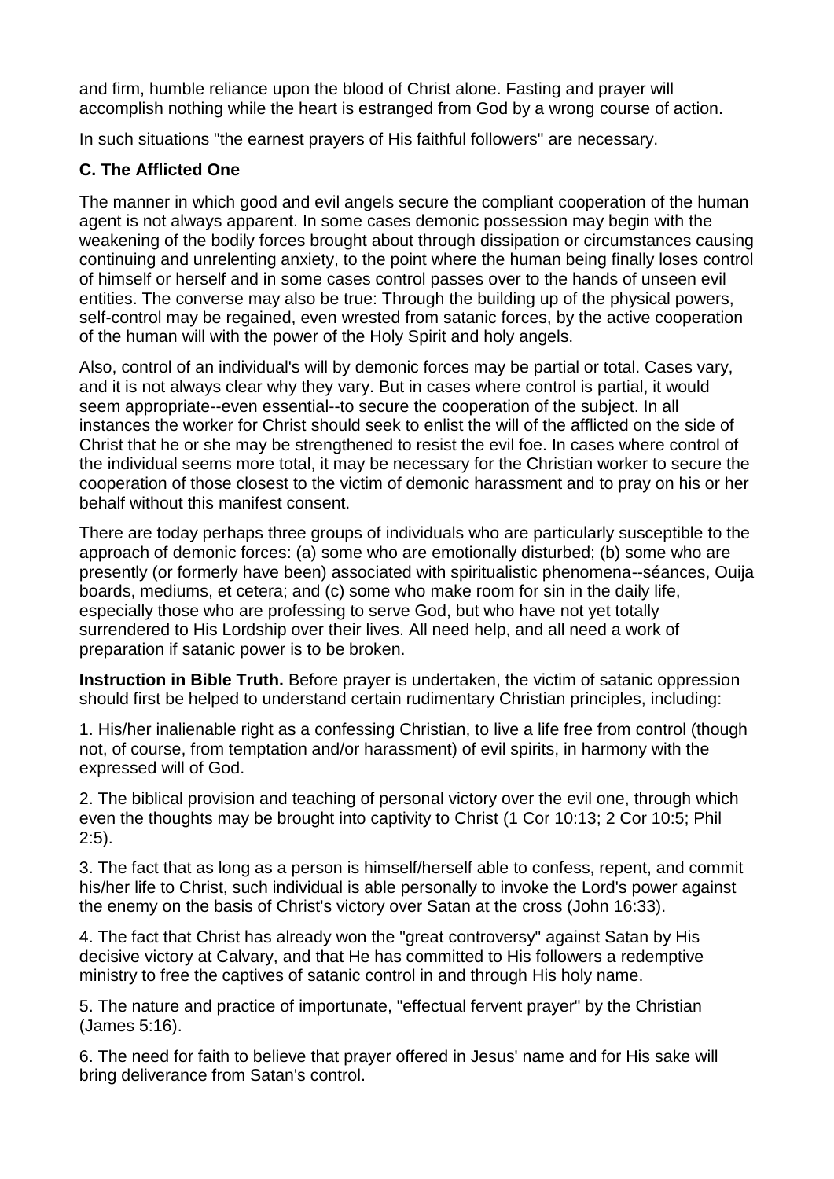and firm, humble reliance upon the blood of Christ alone. Fasting and prayer will accomplish nothing while the heart is estranged from God by a wrong course of action.

In such situations "the earnest prayers of His faithful followers" are necessary.

### C. The Afflicted One

The manner in which good and evil angels secure the compliant cooperation of the human agent is not always apparent. In some cases demonic possession may begin with the weakening of the bodily forces brought about through dissipation or circumstances causing continuing and unrelenting anxiety, to the point where the human being finally loses control of himself or herself and in some cases control passes over to the hands of unseen evil entities. The converse may also be true: Through the building up of the physical powers, self-control may be regained, even wrested from satanic forces, by the active cooperation of the human will with the power of the Holy Spirit and holy angels.

Also, control of an individual's will by demonic forces may be partial or total. Cases vary, and it is not always clear why they vary. But in cases where control is partial, it would seem appropriate--even essential--to secure the cooperation of the subject. In all instances the worker for Christ should seek to enlist the will of the afflicted on the side of Christ that he or she may be strengthened to resist the evil foe. In cases where control of the individual seems more total, it may be necessary for the Christian worker to secure the cooperation of those closest to the victim of demonic harassment and to pray on his or her behalf without this manifest consent.

There are today perhaps three groups of individuals who are particularly susceptible to the approach of demonic forces: (a) some who are emotionally disturbed; (b) some who are presently (or formerly have been) associated with spiritualistic phenomena--séances, Ouija boards, mediums, et cetera; and (c) some who make room for sin in the daily life, especially those who are professing to serve God, but who have not yet totally surrendered to His Lordship over their lives. All need help, and all need a work of preparation if satanic power is to be broken.

**Instruction in Bible Truth.** Before prayer is undertaken, the victim of satanic oppression should first be helped to understand certain rudimentary Christian principles, including:

1. His/her inalienable right as a confessing Christian, to live a life free from control (though not, of course, from temptation and/or harassment) of evil spirits, in harmony with the expressed will of God.

2. The biblical provision and teaching of personal victory over the evil one, through which even the thoughts may be brought into captivity to Christ (1 Cor 10:13; 2 Cor 10:5; Phil 2:5).

3. The fact that as long as a person is himself/herself able to confess, repent, and commit his/her life to Christ, such individual is able personally to invoke the Lord's power against the enemy on the basis of Christ's victory over Satan at the cross (John 16:33).

4. The fact that Christ has already won the "great controversy" against Satan by His decisive victory at Calvary, and that He has committed to His followers a redemptive ministry to free the captives of satanic control in and through His holy name.

5. The nature and practice of importunate, "effectual fervent prayer" by the Christian (James 5:16).

6. The need for faith to believe that prayer offered in Jesus' name and for His sake will bring deliverance from Satan's control.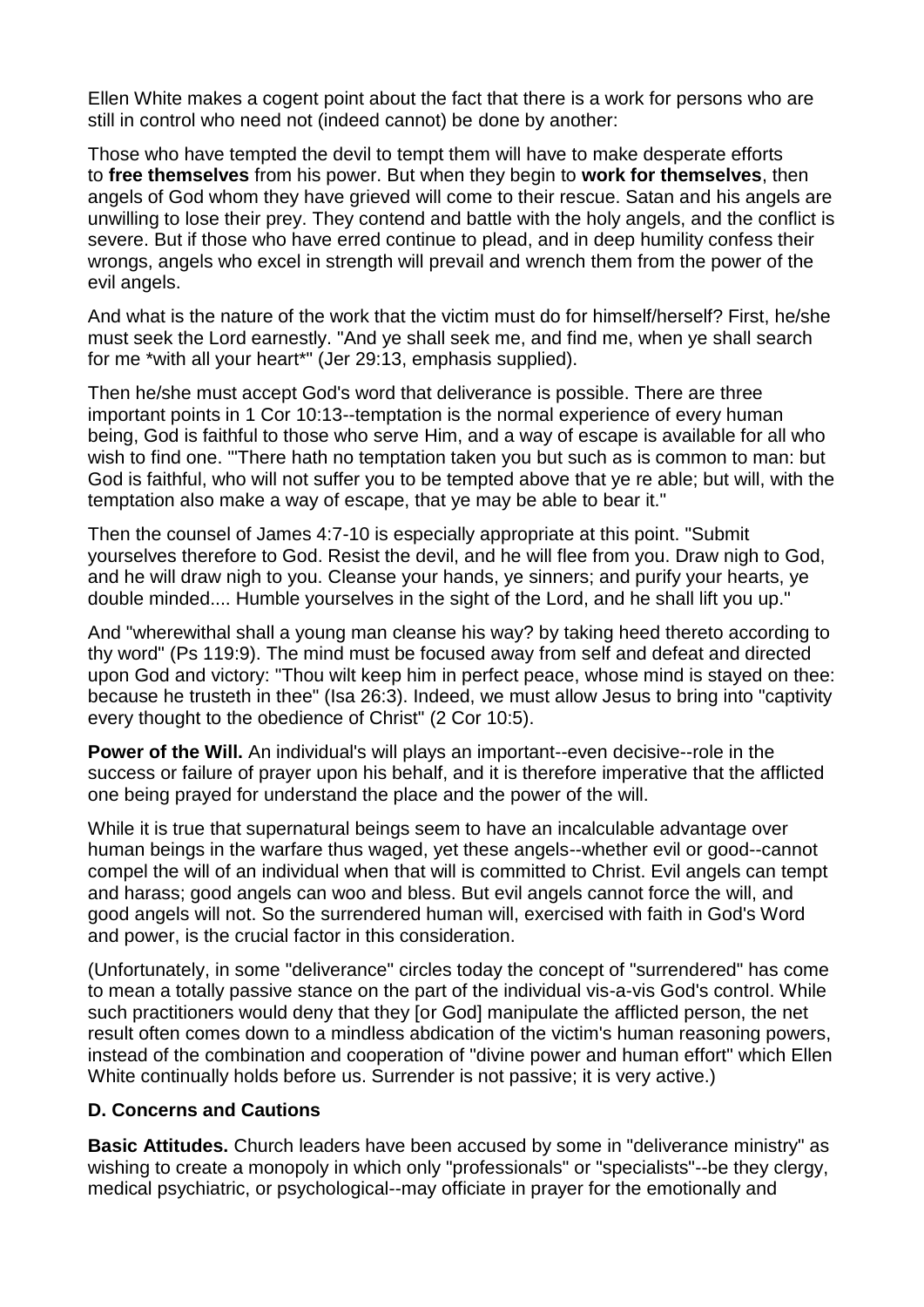Ellen White makes a cogent point about the fact that there is a work for persons who are still in control who need not (indeed cannot) be done by another:

Those who have tempted the devil to tempt them will have to make desperate efforts to **free themselves** from his power. But when they begin to **work for themselves**, then angels of God whom they have grieved will come to their rescue. Satan and his angels are unwilling to lose their prey. They contend and battle with the holy angels, and the conflict is severe. But if those who have erred continue to plead, and in deep humility confess their wrongs, angels who excel in strength will prevail and wrench them from the power of the evil angels.

And what is the nature of the work that the victim must do for himself/herself? First, he/she must seek the Lord earnestly. "And ye shall seek me, and find me, when ye shall search for me *with all your heart*" (Jer 29:13, emphasis supplied).

Then he/she must accept God's word that deliverance is possible. There are three important points in 1 Cor 10:13--temptation is the normal experience of every human being, God is faithful to those who serve Him, and a way of escape is available for all who wish to find one. "'There hath no temptation taken you but such as is common to man: but God is faithful, who will not suffer you to be tempted above that ye re able; but will, with the temptation also make a way of escape, that ye may be able to bear it."

Then the counsel of James 4:7-10 is especially appropriate at this point. "Submit yourselves therefore to God. Resist the devil, and he will flee from you. Draw nigh to God, and he will draw nigh to you. Cleanse your hands, ye sinners; and purify your hearts, ye double minded.... Humble yourselves in the sight of the Lord, and he shall lift you up."

And "wherewithal shall a young man cleanse his way? by taking heed thereto according to thy word" (Ps 119:9). The mind must be focused away from self and defeat and directed upon God and victory: "Thou wilt keep him in perfect peace, whose mind is stayed on thee: because he trusteth in thee" (Isa 26:3). Indeed, we must allow Jesus to bring into "captivity every thought to the obedience of Christ" (2 Cor 10:5).

**Power of the Will.** An individual's will plays an important--even decisive--role in the success or failure of prayer upon his behalf, and it is therefore imperative that the afflicted one being prayed for understand the place and the power of the will.

While it is true that supernatural beings seem to have an incalculable advantage over human beings in the warfare thus waged, yet these angels--whether evil or good--cannot compel the will of an individual when that will is committed to Christ. Evil angels can tempt and harass; good angels can woo and bless. But evil angels cannot force the will, and good angels will not. So the surrendered human will, exercised with faith in God's Word and power, is the crucial factor in this consideration.

(Unfortunately, in some "deliverance" circles today the concept of "surrendered" has come to mean a totally passive stance on the part of the individual vis-a-vis God's control. While such practitioners would deny that they [or God] manipulate the afflicted person, the net result often comes down to a mindless abdication of the victim's human reasoning powers, instead of the combination and cooperation of "divine power and human effort" which Ellen White continually holds before us. Surrender is not passive; it is very active.)

### D. Concerns and Cautions

**Basic Attitudes.** Church leaders have been accused by some in "deliverance ministry" as wishing to create a monopoly in which only "professionals" or "specialists"--be they clergy, medical psychiatric, or psychological--may officiate in prayer for the emotionally and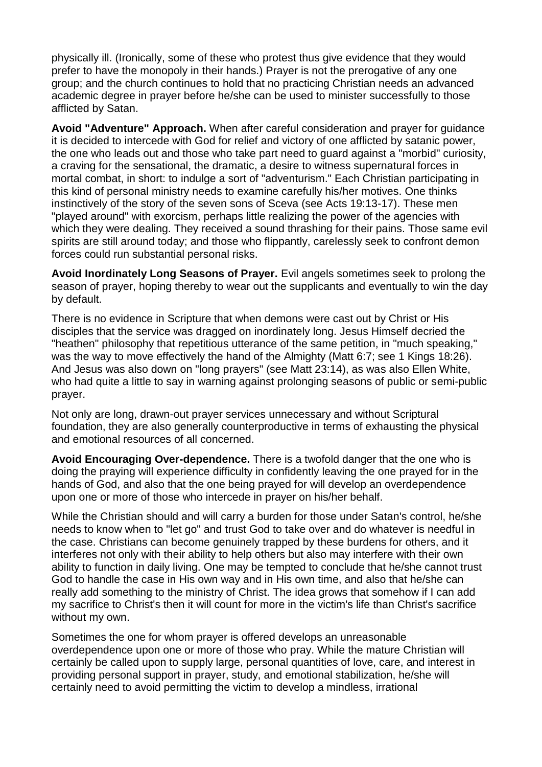physically ill. (Ironically, some of these who protest thus give evidence that they would prefer to have the monopoly in their hands.) Prayer is not the prerogative of any one group; and the church continues to hold that no practicing Christian needs an advanced academic degree in prayer before he/she can be used to minister successfully to those afflicted by Satan.

**Avoid "Adventure" Approach.** When after careful consideration and prayer for guidance it is decided to intercede with God for relief and victory of one afflicted by satanic power, the one who leads out and those who take part need to guard against a "morbid" curiosity, a craving for the sensational, the dramatic, a desire to witness supernatural forces in mortal combat, in short: to indulge a sort of "adventurism." Each Christian participating in this kind of personal ministry needs to examine carefully his/her motives. One thinks instinctively of the story of the seven sons of Sceva (see Acts 19:13-17). These men "played around" with exorcism, perhaps little realizing the power of the agencies with which they were dealing. They received a sound thrashing for their pains. Those same evil spirits are still around today; and those who flippantly, carelessly seek to confront demon forces could run substantial personal risks.

**Avoid Inordinately Long Seasons of Prayer.** Evil angels sometimes seek to prolong the season of prayer, hoping thereby to wear out the supplicants and eventually to win the day by default.

There is no evidence in Scripture that when demons were cast out by Christ or His disciples that the service was dragged on inordinately long. Jesus Himself decried the "heathen" philosophy that repetitious utterance of the same petition, in "much speaking," was the way to move effectively the hand of the Almighty (Matt 6:7; see 1 Kings 18:26). And Jesus was also down on "long prayers" (see Matt 23:14), as was also Ellen White, who had quite a little to say in warning against prolonging seasons of public or semi-public prayer.

Not only are long, drawn-out prayer services unnecessary and without Scriptural foundation, they are also generally counterproductive in terms of exhausting the physical and emotional resources of all concerned.

**Avoid Encouraging Over-dependence.** There is a twofold danger that the one who is doing the praying will experience difficulty in confidently leaving the one prayed for in the hands of God, and also that the one being prayed for will develop an overdependence upon one or more of those who intercede in prayer on his/her behalf.

While the Christian should and will carry a burden for those under Satan's control, he/she needs to know when to "let go" and trust God to take over and do whatever is needful in the case. Christians can become genuinely trapped by these burdens for others, and it interferes not only with their ability to help others but also may interfere with their own ability to function in daily living. One may be tempted to conclude that he/she cannot trust God to handle the case in His own way and in His own time, and also that he/she can really add something to the ministry of Christ. The idea grows that somehow if I can add my sacrifice to Christ's then it will count for more in the victim's life than Christ's sacrifice without my own.

Sometimes the one for whom prayer is offered develops an unreasonable overdependence upon one or more of those who pray. While the mature Christian will certainly be called upon to supply large, personal quantities of love, care, and interest in providing personal support in prayer, study, and emotional stabilization, he/she will certainly need to avoid permitting the victim to develop a mindless, irrational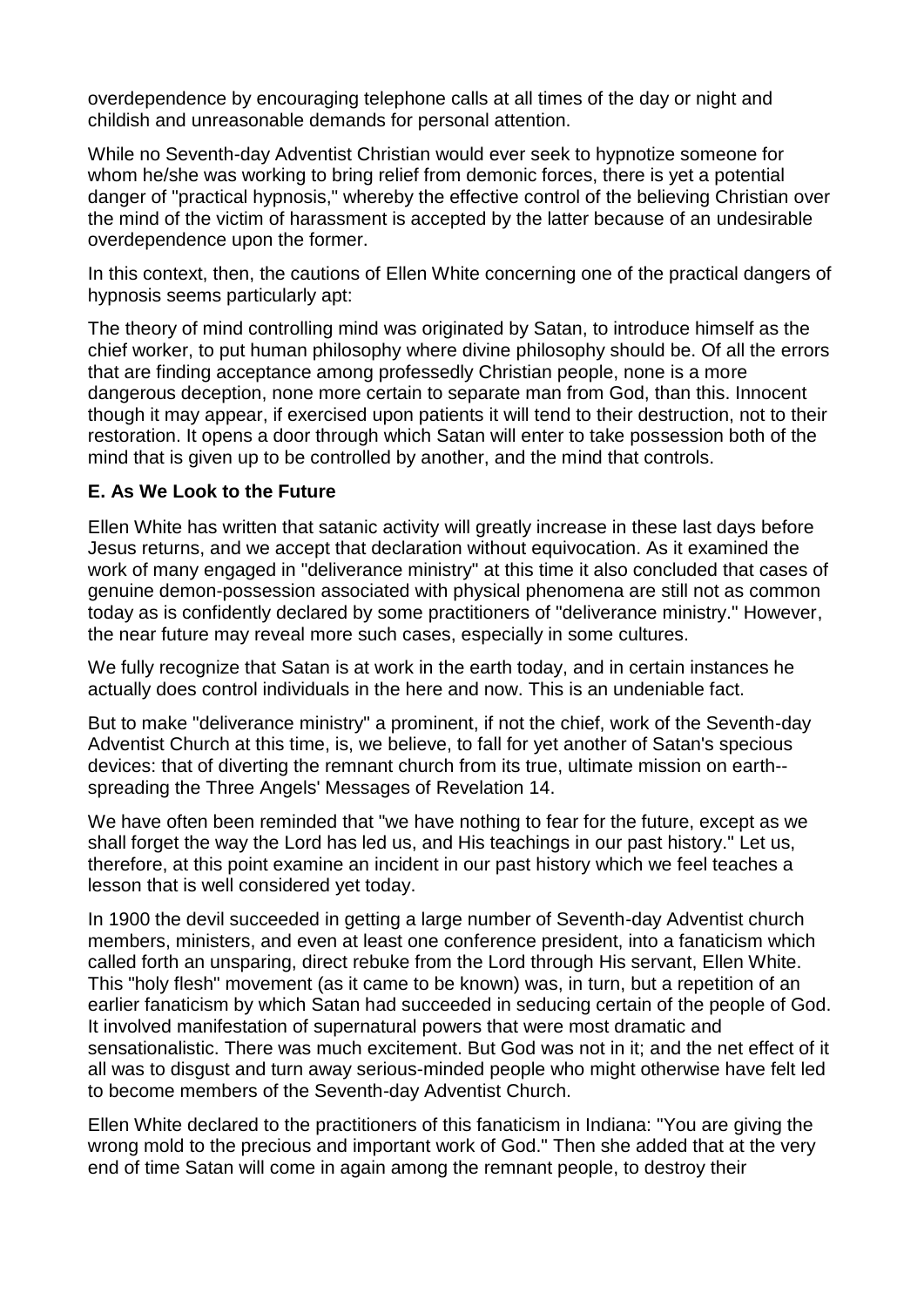overdependence by encouraging telephone calls at all times of the day or night and childish and unreasonable demands for personal attention.

While no Seventh-day Adventist Christian would ever seek to hypnotize someone for whom he/she was working to bring relief from demonic forces, there is yet a potential danger of "practical hypnosis," whereby the effective control of the believing Christian over the mind of the victim of harassment is accepted by the latter because of an undesirable overdependence upon the former.

In this context, then, the cautions of Ellen White concerning one of the practical dangers of hypnosis seems particularly apt:

The theory of mind controlling mind was originated by Satan, to introduce himself as the chief worker, to put human philosophy where divine philosophy should be. Of all the errors that are finding acceptance among professedly Christian people, none is a more dangerous deception, none more certain to separate man from God, than this. Innocent though it may appear, if exercised upon patients it will tend to their destruction, not to their restoration. It opens a door through which Satan will enter to take possession both of the mind that is given up to be controlled by another, and the mind that controls.

**E. As We Look to the Future**

Ellen White has written that satanic activity will greatly increase in these last days before Jesus returns, and we accept that declaration without equivocation. As it examined the work of many engaged in "deliverance ministry" at this time it also concluded that cases of genuine demon-possession associated with physical phenomena are still not as common today as is confidently declared by some practitioners of "deliverance ministry." However, the near future may reveal more such cases, especially in some cultures.

We fully recognize that Satan is at work in the earth today, and in certain instances he actually does control individuals in the here and now. This is an undeniable fact.

But to make "deliverance ministry" a prominent, if not the chief, work of the Seventh-day Adventist Church at this time, is, we believe, to fall for yet another of Satan's specious devices: that of diverting the remnant church from its true, ultimate mission on earth--spreading the Three Angels' Messages of Revelation 14.

We have often been reminded that "we have nothing to fear for the future, except as we shall forget the way the Lord has led us, and His teachings in our past history." Let us, therefore, at this point examine an incident in our past history which we feel teaches a lesson that is well considered yet today.

In 1900 the devil succeeded in getting a large number of Seventh-day Adventist church members, ministers, and even at least one conference president, into a fanaticism which called forth an unsparing, direct rebuke from the Lord through His servant, Ellen White. This "holy flesh" movement (as it came to be known) was, in turn, but a repetition of an earlier fanaticism by which Satan had succeeded in seducing certain of the people of God. It involved manifestation of supernatural powers that were most dramatic and sensationalistic. There was much excitement. But God was not in it; and the net effect of it all was to disgust and turn away serious-minded people who might otherwise have felt led to become members of the Seventh-day Adventist Church.

Ellen White declared to the practitioners of this fanaticism in Indiana: "You are giving the wrong mold to the precious and important work of God." Then she added that at the very end of time Satan will come in again among the remnant people, to destroy their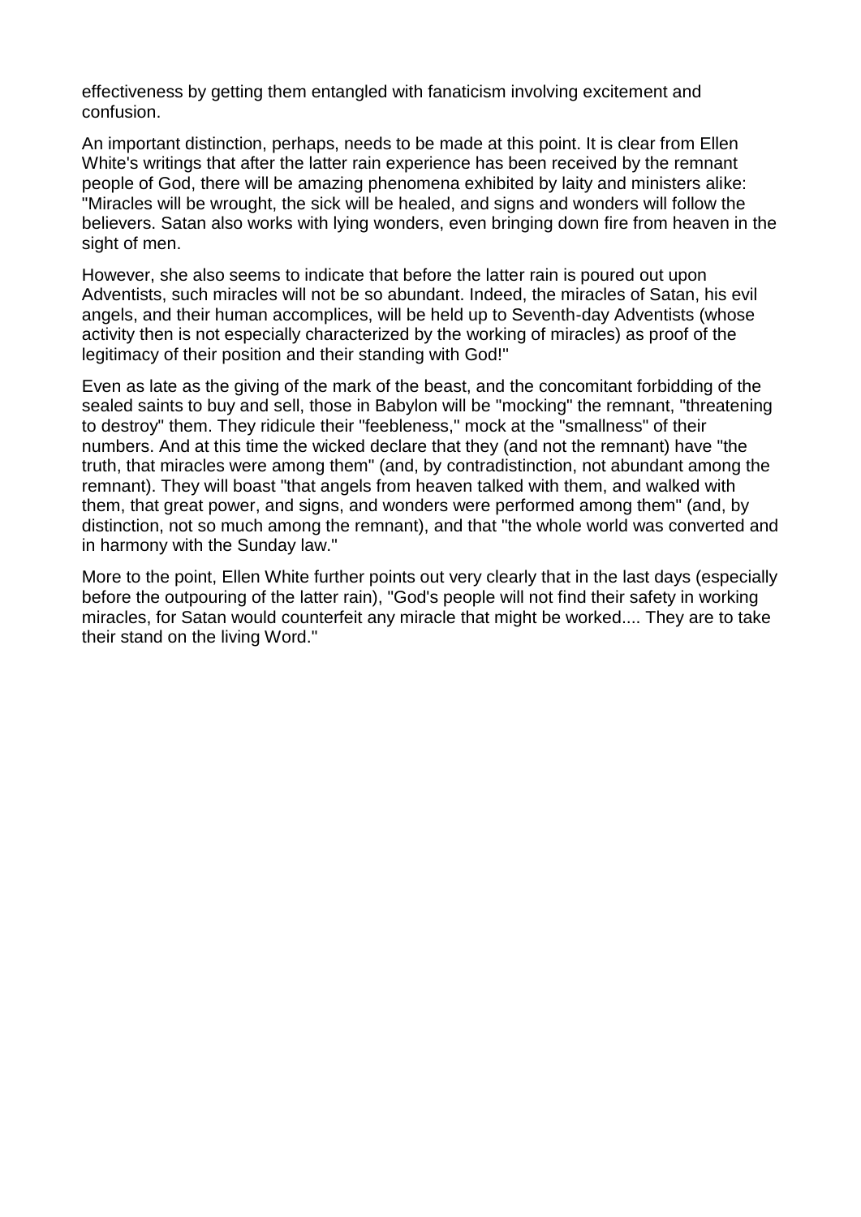effectiveness by getting them entangled with fanaticism involving excitement and confusion.

An important distinction, perhaps, needs to be made at this point. It is clear from Ellen White's writings that after the latter rain experience has been received by the remnant people of God, there will be amazing phenomena exhibited by laity and ministers alike: "Miracles will be wrought, the sick will be healed, and signs and wonders will follow the believers. Satan also works with lying wonders, even bringing down fire from heaven in the sight of men.

However, she also seems to indicate that before the latter rain is poured out upon Adventists, such miracles will not be so abundant. Indeed, the miracles of Satan, his evil angels, and their human accomplices, will be held up to Seventh-day Adventists (whose activity then is not especially characterized by the working of miracles) as proof of the legitimacy of their position and their standing with God!"

Even as late as the giving of the mark of the beast, and the concomitant forbidding of the sealed saints to buy and sell, those in Babylon will be "mocking" the remnant, "threatening to destroy" them. They ridicule their "feebleness," mock at the "smallness" of their numbers. And at this time the wicked declare that they (and not the remnant) have "the truth, that miracles were among them" (and, by contradistinction, not abundant among the remnant). They will boast "that angels from heaven talked with them, and walked with them, that great power, and signs, and wonders were performed among them" (and, by distinction, not so much among the remnant), and that "the whole world was converted and in harmony with the Sunday law."

More to the point, Ellen White further points out very clearly that in the last days (especially before the outpouring of the latter rain), "God's people will not find their safety in working miracles, for Satan would counterfeit any miracle that might be worked.... They are to take their stand on the living Word."